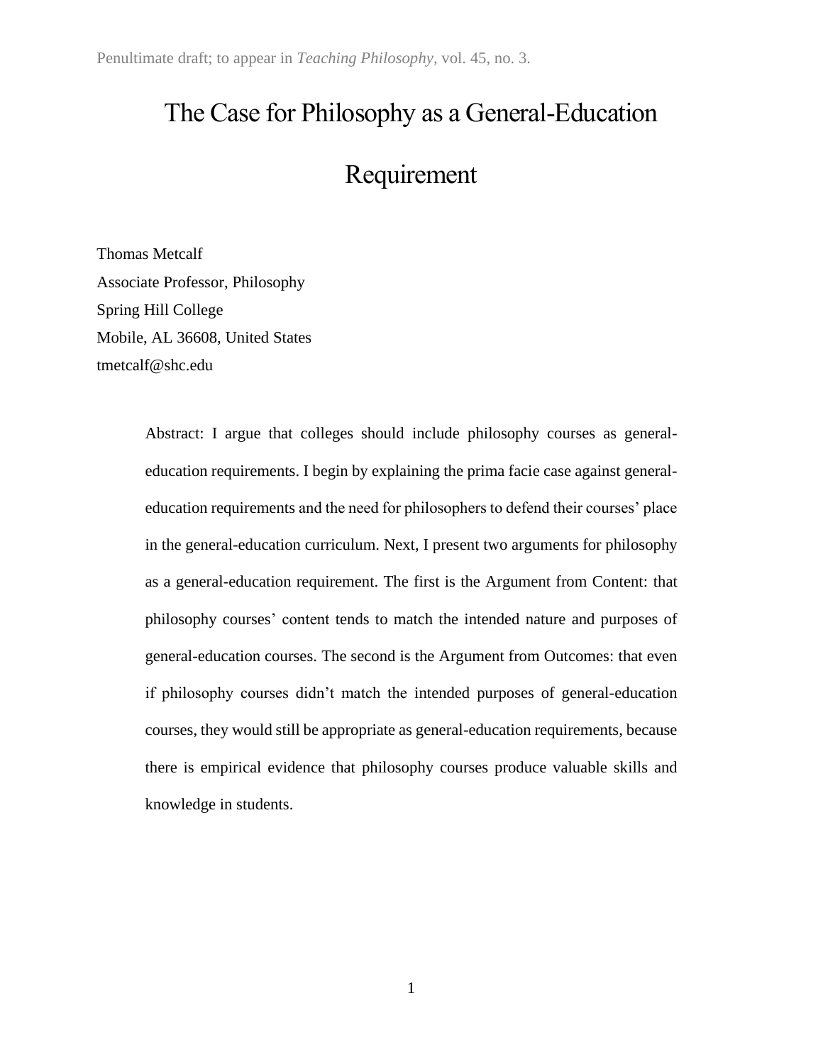Penultimate draft; to appear in *Teaching Philosophy*, vol. 45, no. 3.

# The Case for Philosophy as a General-Education Requirement

Thomas Metcalf
Associate Professor, Philosophy
Spring Hill College
Mobile, AL 36608, United States
tmetcalf@shc.edu

> Abstract: I argue that colleges should include philosophy courses as general-education requirements. I begin by explaining the prima facie case against general-education requirements and the need for philosophers to defend their courses' place in the general-education curriculum. Next, I present two arguments for philosophy as a general-education requirement. The first is the Argument from Content: that philosophy courses' content tends to match the intended nature and purposes of general-education courses. The second is the Argument from Outcomes: that even if philosophy courses didn't match the intended purposes of general-education courses, they would still be appropriate as general-education requirements, because there is empirical evidence that philosophy courses produce valuable skills and knowledge in students.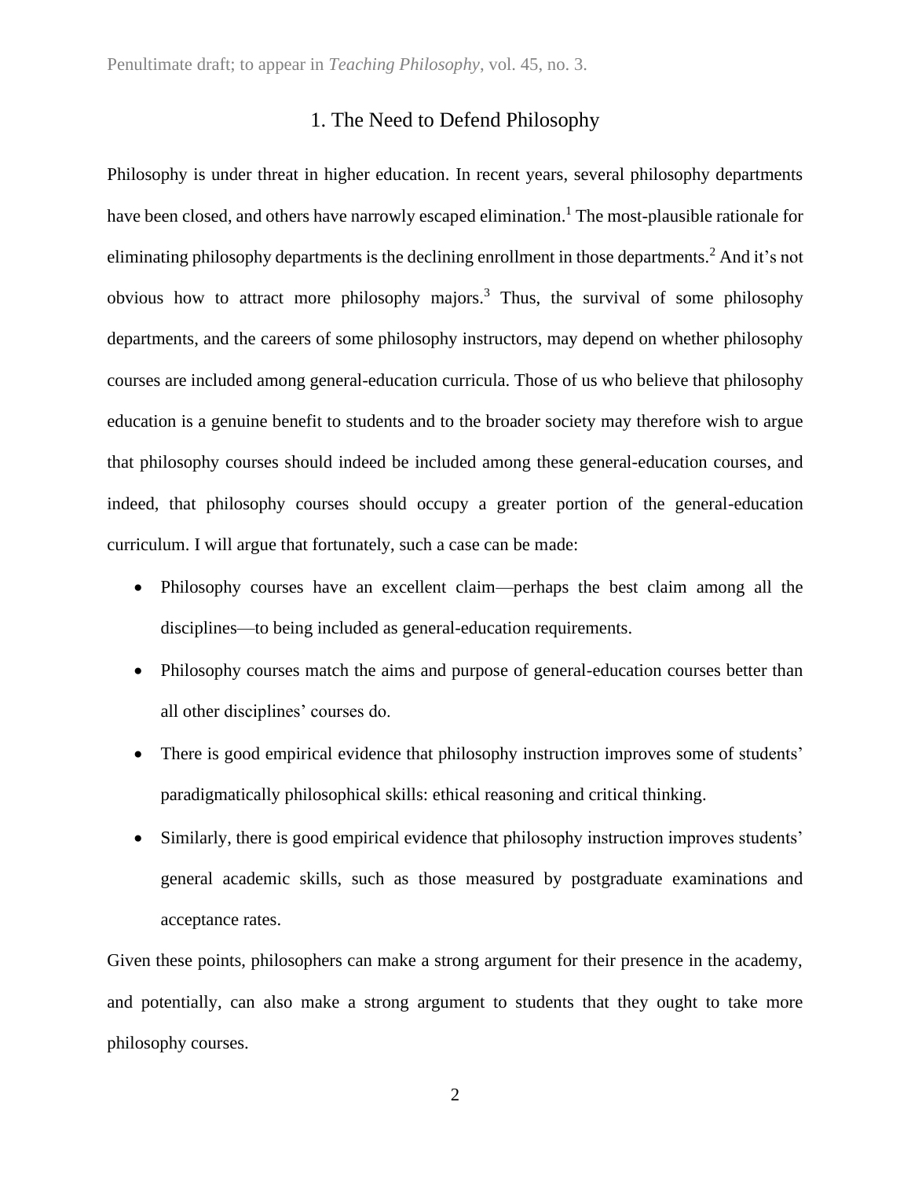## 1. The Need to Defend Philosophy

Philosophy is under threat in higher education. In recent years, several philosophy departments have been closed, and others have narrowly escaped elimination.[1] The most-plausible rationale for eliminating philosophy departments is the declining enrollment in those departments.[2] And it's not obvious how to attract more philosophy majors.[3] Thus, the survival of some philosophy departments, and the careers of some philosophy instructors, may depend on whether philosophy courses are included among general-education curricula. Those of us who believe that philosophy education is a genuine benefit to students and to the broader society may therefore wish to argue that philosophy courses should indeed be included among these general-education courses, and indeed, that philosophy courses should occupy a greater portion of the general-education curriculum. I will argue that fortunately, such a case can be made:

- Philosophy courses have an excellent claim—perhaps the best claim among all the disciplines—to being included as general-education requirements.
- Philosophy courses match the aims and purpose of general-education courses better than all other disciplines' courses do.
- There is good empirical evidence that philosophy instruction improves some of students' paradigmatically philosophical skills: ethical reasoning and critical thinking.
- Similarly, there is good empirical evidence that philosophy instruction improves students' general academic skills, such as those measured by postgraduate examinations and acceptance rates.

Given these points, philosophers can make a strong argument for their presence in the academy, and potentially, can also make a strong argument to students that they ought to take more philosophy courses.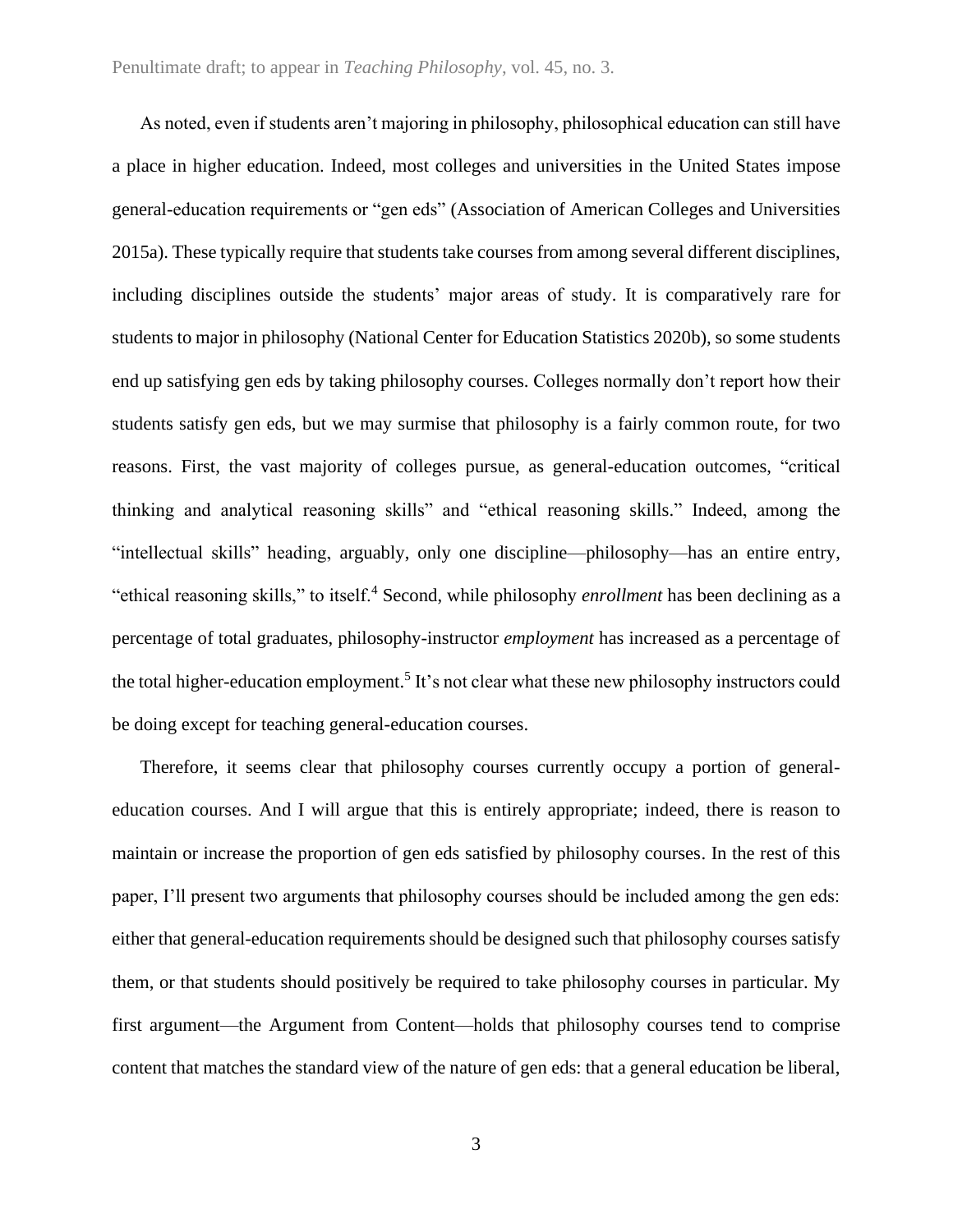As noted, even if students aren't majoring in philosophy, philosophical education can still have a place in higher education. Indeed, most colleges and universities in the United States impose general-education requirements or "gen eds" (Association of American Colleges and Universities 2015a). These typically require that students take courses from among several different disciplines, including disciplines outside the students' major areas of study. It is comparatively rare for students to major in philosophy (National Center for Education Statistics 2020b), so some students end up satisfying gen eds by taking philosophy courses. Colleges normally don't report how their students satisfy gen eds, but we may surmise that philosophy is a fairly common route, for two reasons. First, the vast majority of colleges pursue, as general-education outcomes, "critical thinking and analytical reasoning skills" and "ethical reasoning skills." Indeed, among the "intellectual skills" heading, arguably, only one discipline—philosophy—has an entire entry, "ethical reasoning skills," to itself.[4] Second, while philosophy *enrollment* has been declining as a percentage of total graduates, philosophy-instructor *employment* has increased as a percentage of the total higher-education employment.[5] It's not clear what these new philosophy instructors could be doing except for teaching general-education courses.

Therefore, it seems clear that philosophy courses currently occupy a portion of general-education courses. And I will argue that this is entirely appropriate; indeed, there is reason to maintain or increase the proportion of gen eds satisfied by philosophy courses. In the rest of this paper, I'll present two arguments that philosophy courses should be included among the gen eds: either that general-education requirements should be designed such that philosophy courses satisfy them, or that students should positively be required to take philosophy courses in particular. My first argument—the Argument from Content—holds that philosophy courses tend to comprise content that matches the standard view of the nature of gen eds: that a general education be liberal,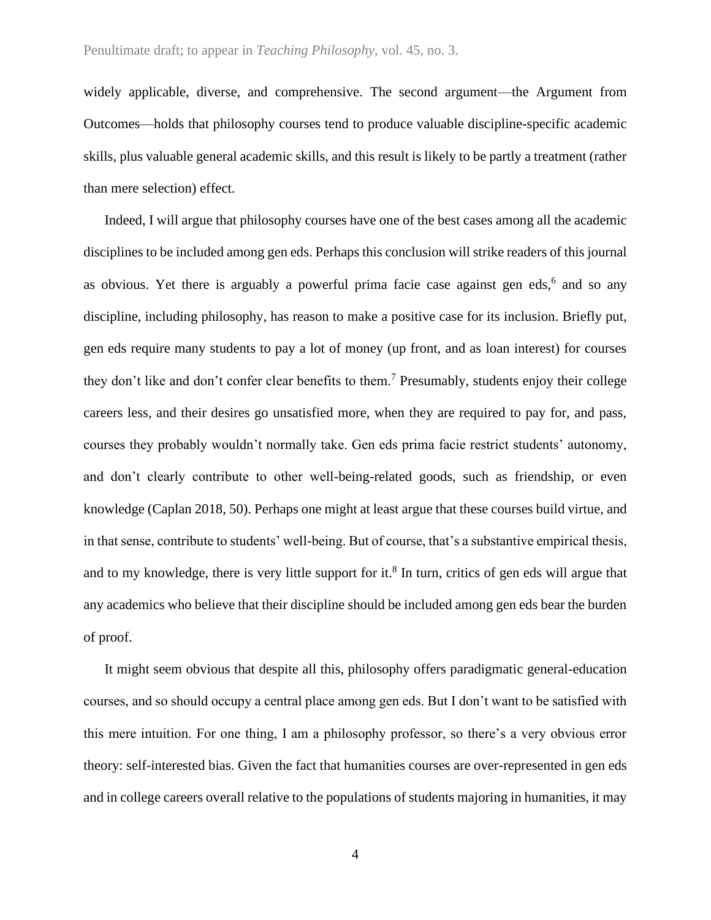widely applicable, diverse, and comprehensive. The second argument—the Argument from Outcomes—holds that philosophy courses tend to produce valuable discipline-specific academic skills, plus valuable general academic skills, and this result is likely to be partly a treatment (rather than mere selection) effect.

Indeed, I will argue that philosophy courses have one of the best cases among all the academic disciplines to be included among gen eds. Perhaps this conclusion will strike readers of this journal as obvious. Yet there is arguably a powerful prima facie case against gen eds,[6] and so any discipline, including philosophy, has reason to make a positive case for its inclusion. Briefly put, gen eds require many students to pay a lot of money (up front, and as loan interest) for courses they don't like and don't confer clear benefits to them.[7] Presumably, students enjoy their college careers less, and their desires go unsatisfied more, when they are required to pay for, and pass, courses they probably wouldn't normally take. Gen eds prima facie restrict students' autonomy, and don't clearly contribute to other well-being-related goods, such as friendship, or even knowledge (Caplan 2018, 50). Perhaps one might at least argue that these courses build virtue, and in that sense, contribute to students' well-being. But of course, that's a substantive empirical thesis, and to my knowledge, there is very little support for it.[8] In turn, critics of gen eds will argue that any academics who believe that their discipline should be included among gen eds bear the burden of proof.

It might seem obvious that despite all this, philosophy offers paradigmatic general-education courses, and so should occupy a central place among gen eds. But I don't want to be satisfied with this mere intuition. For one thing, I am a philosophy professor, so there's a very obvious error theory: self-interested bias. Given the fact that humanities courses are over-represented in gen eds and in college careers overall relative to the populations of students majoring in humanities, it may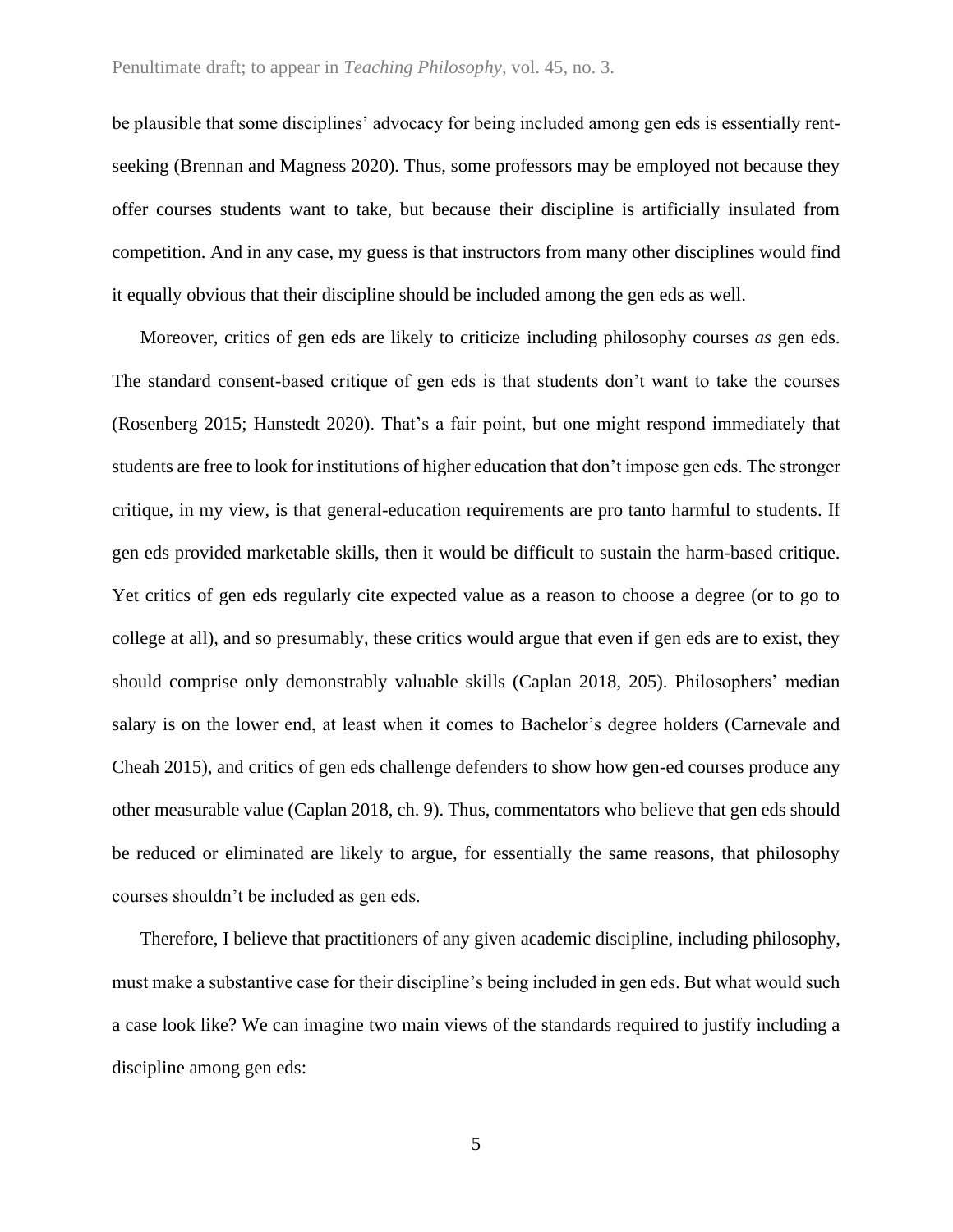be plausible that some disciplines' advocacy for being included among gen eds is essentially rent-seeking (Brennan and Magness 2020). Thus, some professors may be employed not because they offer courses students want to take, but because their discipline is artificially insulated from competition. And in any case, my guess is that instructors from many other disciplines would find it equally obvious that their discipline should be included among the gen eds as well.

Moreover, critics of gen eds are likely to criticize including philosophy courses *as* gen eds. The standard consent-based critique of gen eds is that students don't want to take the courses (Rosenberg 2015; Hanstedt 2020). That's a fair point, but one might respond immediately that students are free to look for institutions of higher education that don't impose gen eds. The stronger critique, in my view, is that general-education requirements are pro tanto harmful to students. If gen eds provided marketable skills, then it would be difficult to sustain the harm-based critique. Yet critics of gen eds regularly cite expected value as a reason to choose a degree (or to go to college at all), and so presumably, these critics would argue that even if gen eds are to exist, they should comprise only demonstrably valuable skills (Caplan 2018, 205). Philosophers' median salary is on the lower end, at least when it comes to Bachelor's degree holders (Carnevale and Cheah 2015), and critics of gen eds challenge defenders to show how gen-ed courses produce any other measurable value (Caplan 2018, ch. 9). Thus, commentators who believe that gen eds should be reduced or eliminated are likely to argue, for essentially the same reasons, that philosophy courses shouldn't be included as gen eds.

Therefore, I believe that practitioners of any given academic discipline, including philosophy, must make a substantive case for their discipline's being included in gen eds. But what would such a case look like? We can imagine two main views of the standards required to justify including a discipline among gen eds: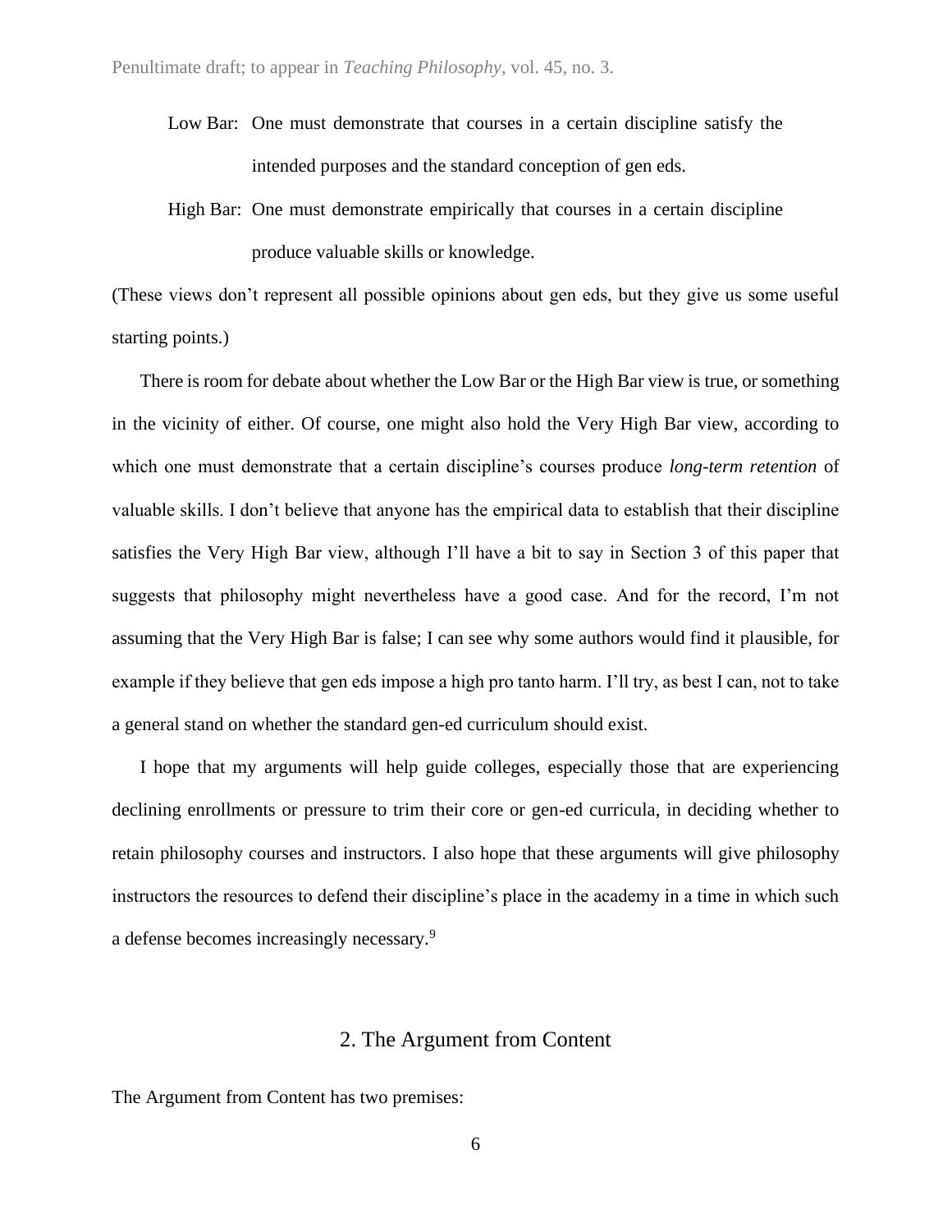Low Bar: One must demonstrate that courses in a certain discipline satisfy the intended purposes and the standard conception of gen eds.

High Bar: One must demonstrate empirically that courses in a certain discipline produce valuable skills or knowledge.

(These views don't represent all possible opinions about gen eds, but they give us some useful starting points.)

There is room for debate about whether the Low Bar or the High Bar view is true, or something in the vicinity of either. Of course, one might also hold the Very High Bar view, according to which one must demonstrate that a certain discipline's courses produce *long-term retention* of valuable skills. I don't believe that anyone has the empirical data to establish that their discipline satisfies the Very High Bar view, although I'll have a bit to say in Section 3 of this paper that suggests that philosophy might nevertheless have a good case. And for the record, I'm not assuming that the Very High Bar is false; I can see why some authors would find it plausible, for example if they believe that gen eds impose a high pro tanto harm. I'll try, as best I can, not to take a general stand on whether the standard gen-ed curriculum should exist.

I hope that my arguments will help guide colleges, especially those that are experiencing declining enrollments or pressure to trim their core or gen-ed curricula, in deciding whether to retain philosophy courses and instructors. I also hope that these arguments will give philosophy instructors the resources to defend their discipline's place in the academy in a time in which such a defense becomes increasingly necessary.[9]

## 2. The Argument from Content

The Argument from Content has two premises: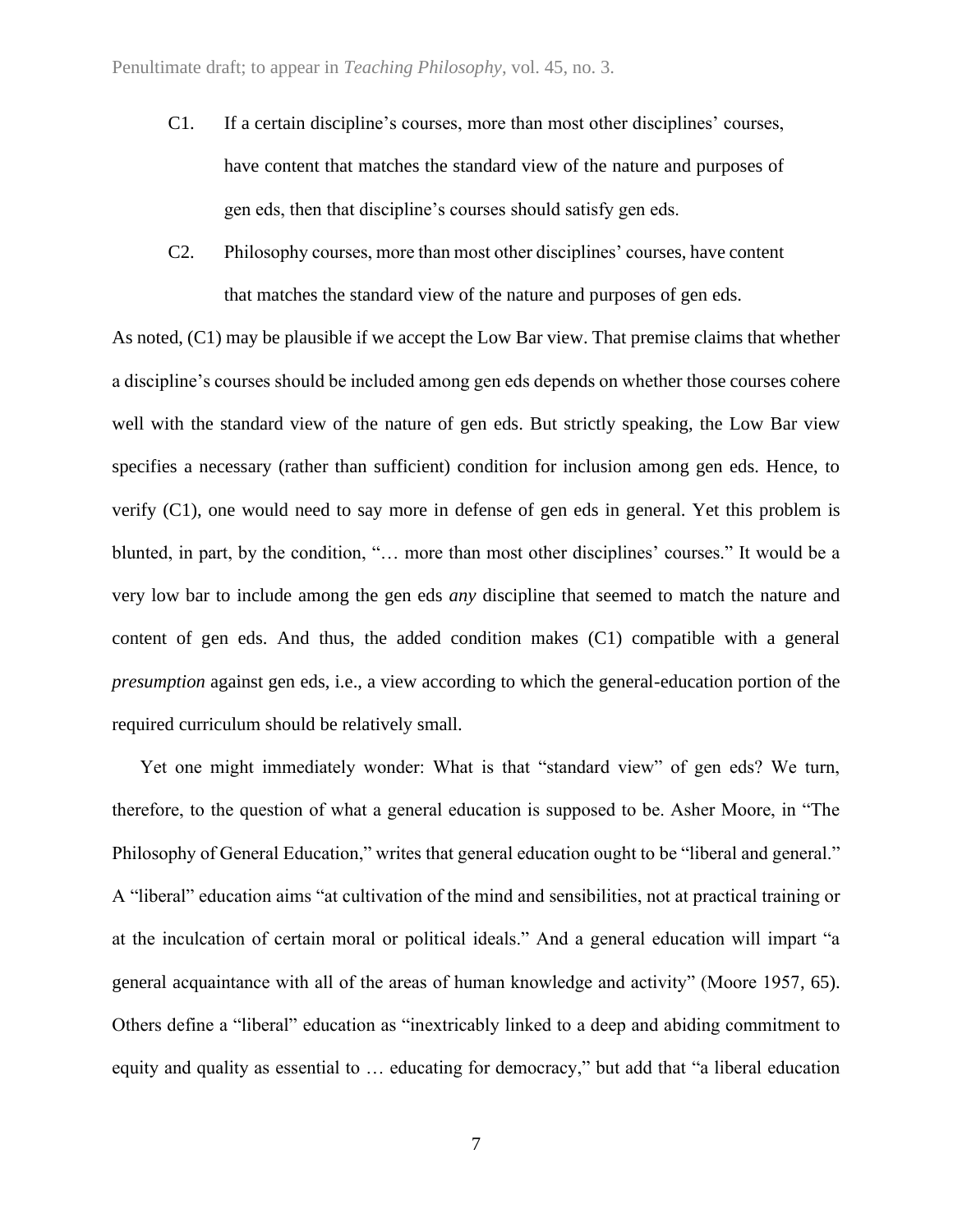C1. If a certain discipline's courses, more than most other disciplines' courses, have content that matches the standard view of the nature and purposes of gen eds, then that discipline's courses should satisfy gen eds.

C2. Philosophy courses, more than most other disciplines' courses, have content that matches the standard view of the nature and purposes of gen eds.

As noted, (C1) may be plausible if we accept the Low Bar view. That premise claims that whether a discipline's courses should be included among gen eds depends on whether those courses cohere well with the standard view of the nature of gen eds. But strictly speaking, the Low Bar view specifies a necessary (rather than sufficient) condition for inclusion among gen eds. Hence, to verify (C1), one would need to say more in defense of gen eds in general. Yet this problem is blunted, in part, by the condition, "… more than most other disciplines' courses." It would be a very low bar to include among the gen eds *any* discipline that seemed to match the nature and content of gen eds. And thus, the added condition makes (C1) compatible with a general *presumption* against gen eds, i.e., a view according to which the general-education portion of the required curriculum should be relatively small.

Yet one might immediately wonder: What is that "standard view" of gen eds? We turn, therefore, to the question of what a general education is supposed to be. Asher Moore, in "The Philosophy of General Education," writes that general education ought to be "liberal and general." A "liberal" education aims "at cultivation of the mind and sensibilities, not at practical training or at the inculcation of certain moral or political ideals." And a general education will impart "a general acquaintance with all of the areas of human knowledge and activity" (Moore 1957, 65). Others define a "liberal" education as "inextricably linked to a deep and abiding commitment to equity and quality as essential to … educating for democracy," but add that "a liberal education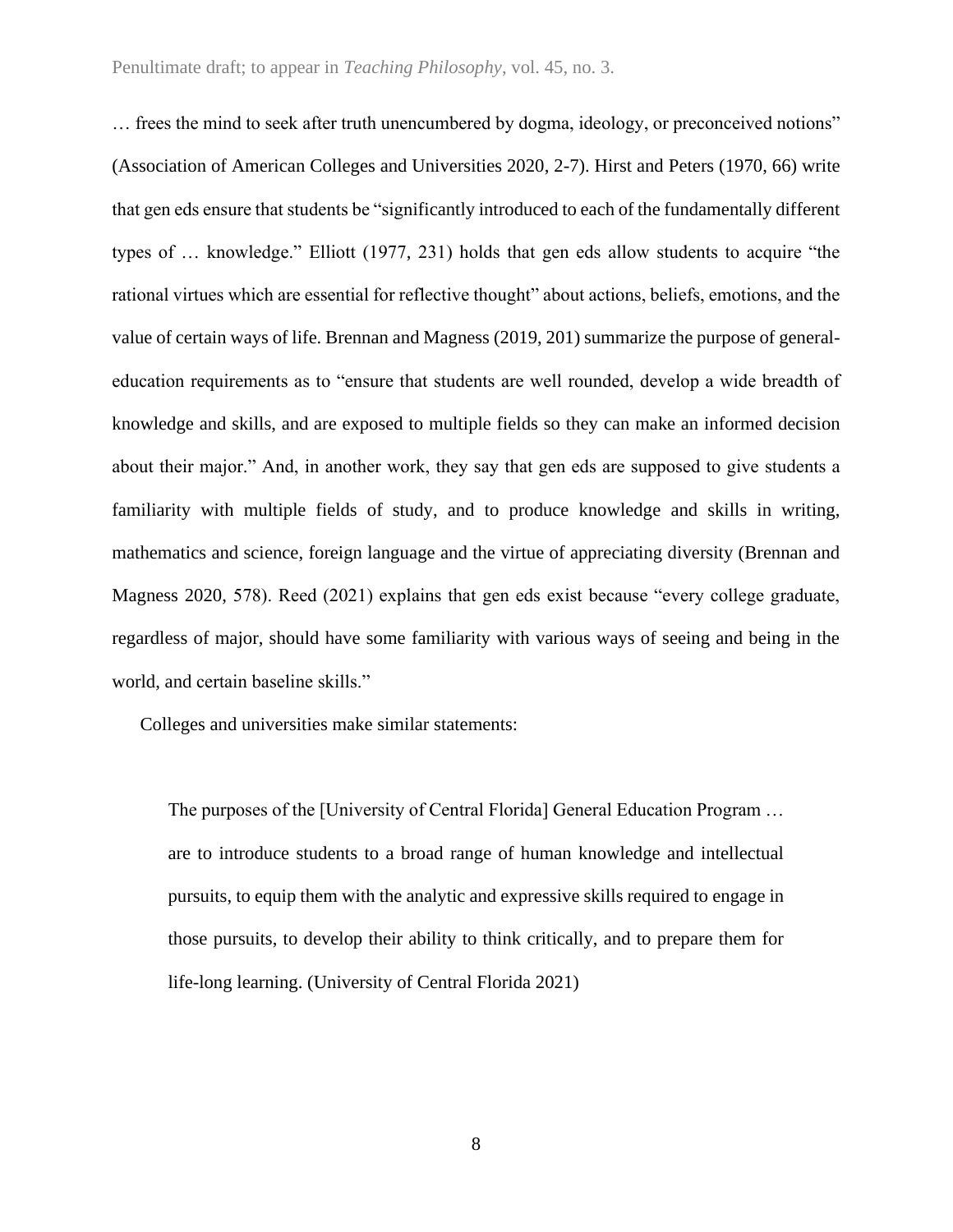… frees the mind to seek after truth unencumbered by dogma, ideology, or preconceived notions" (Association of American Colleges and Universities 2020, 2-7). Hirst and Peters (1970, 66) write that gen eds ensure that students be "significantly introduced to each of the fundamentally different types of … knowledge." Elliott (1977, 231) holds that gen eds allow students to acquire "the rational virtues which are essential for reflective thought" about actions, beliefs, emotions, and the value of certain ways of life. Brennan and Magness (2019, 201) summarize the purpose of general-education requirements as to "ensure that students are well rounded, develop a wide breadth of knowledge and skills, and are exposed to multiple fields so they can make an informed decision about their major." And, in another work, they say that gen eds are supposed to give students a familiarity with multiple fields of study, and to produce knowledge and skills in writing, mathematics and science, foreign language and the virtue of appreciating diversity (Brennan and Magness 2020, 578). Reed (2021) explains that gen eds exist because "every college graduate, regardless of major, should have some familiarity with various ways of seeing and being in the world, and certain baseline skills."

Colleges and universities make similar statements:

> The purposes of the [University of Central Florida] General Education Program … are to introduce students to a broad range of human knowledge and intellectual pursuits, to equip them with the analytic and expressive skills required to engage in those pursuits, to develop their ability to think critically, and to prepare them for life-long learning. (University of Central Florida 2021)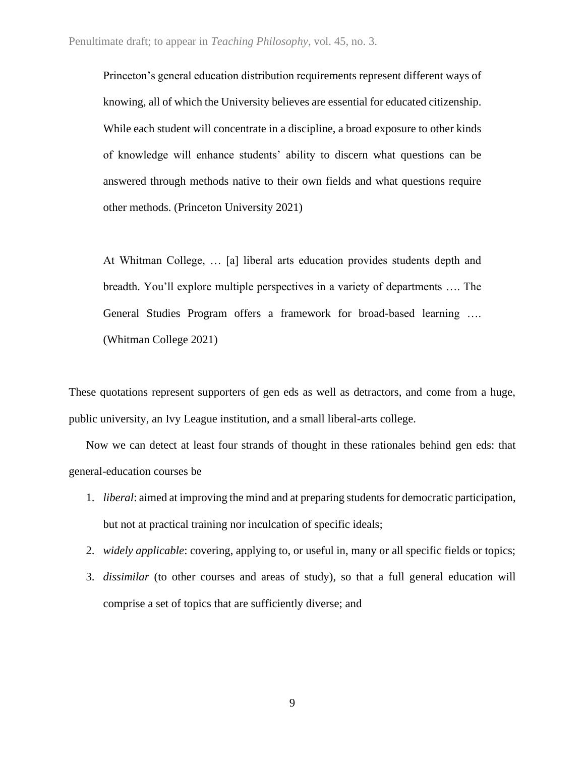> Princeton's general education distribution requirements represent different ways of knowing, all of which the University believes are essential for educated citizenship. While each student will concentrate in a discipline, a broad exposure to other kinds of knowledge will enhance students' ability to discern what questions can be answered through methods native to their own fields and what questions require other methods. (Princeton University 2021)

> At Whitman College, … [a] liberal arts education provides students depth and breadth. You'll explore multiple perspectives in a variety of departments …. The General Studies Program offers a framework for broad-based learning …. (Whitman College 2021)

These quotations represent supporters of gen eds as well as detractors, and come from a huge, public university, an Ivy League institution, and a small liberal-arts college.

Now we can detect at least four strands of thought in these rationales behind gen eds: that general-education courses be

1. *liberal*: aimed at improving the mind and at preparing students for democratic participation, but not at practical training nor inculcation of specific ideals;
2. *widely applicable*: covering, applying to, or useful in, many or all specific fields or topics;
3. *dissimilar* (to other courses and areas of study), so that a full general education will comprise a set of topics that are sufficiently diverse; and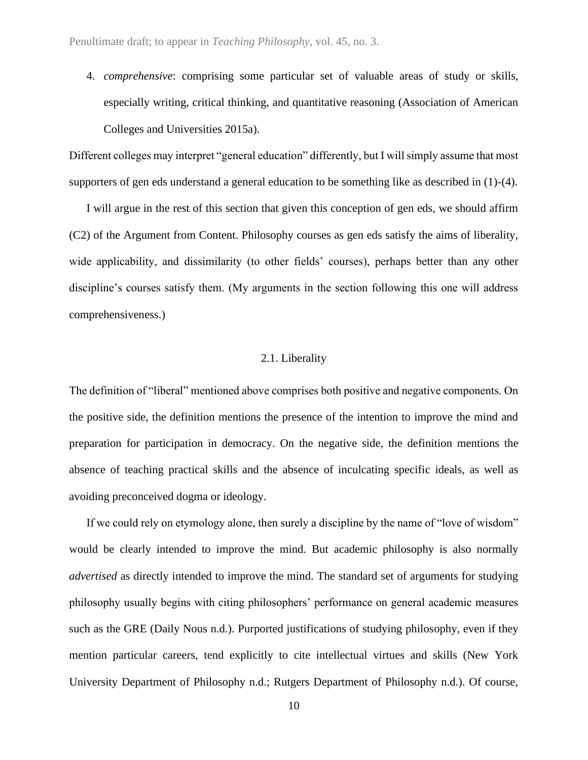4. *comprehensive*: comprising some particular set of valuable areas of study or skills, especially writing, critical thinking, and quantitative reasoning (Association of American Colleges and Universities 2015a).

Different colleges may interpret "general education" differently, but I will simply assume that most supporters of gen eds understand a general education to be something like as described in (1)-(4).

I will argue in the rest of this section that given this conception of gen eds, we should affirm (C2) of the Argument from Content. Philosophy courses as gen eds satisfy the aims of liberality, wide applicability, and dissimilarity (to other fields' courses), perhaps better than any other discipline's courses satisfy them. (My arguments in the section following this one will address comprehensiveness.)

### 2.1. Liberality

The definition of "liberal" mentioned above comprises both positive and negative components. On the positive side, the definition mentions the presence of the intention to improve the mind and preparation for participation in democracy. On the negative side, the definition mentions the absence of teaching practical skills and the absence of inculcating specific ideals, as well as avoiding preconceived dogma or ideology.

If we could rely on etymology alone, then surely a discipline by the name of "love of wisdom" would be clearly intended to improve the mind. But academic philosophy is also normally *advertised* as directly intended to improve the mind. The standard set of arguments for studying philosophy usually begins with citing philosophers' performance on general academic measures such as the GRE (Daily Nous n.d.). Purported justifications of studying philosophy, even if they mention particular careers, tend explicitly to cite intellectual virtues and skills (New York University Department of Philosophy n.d.; Rutgers Department of Philosophy n.d.). Of course,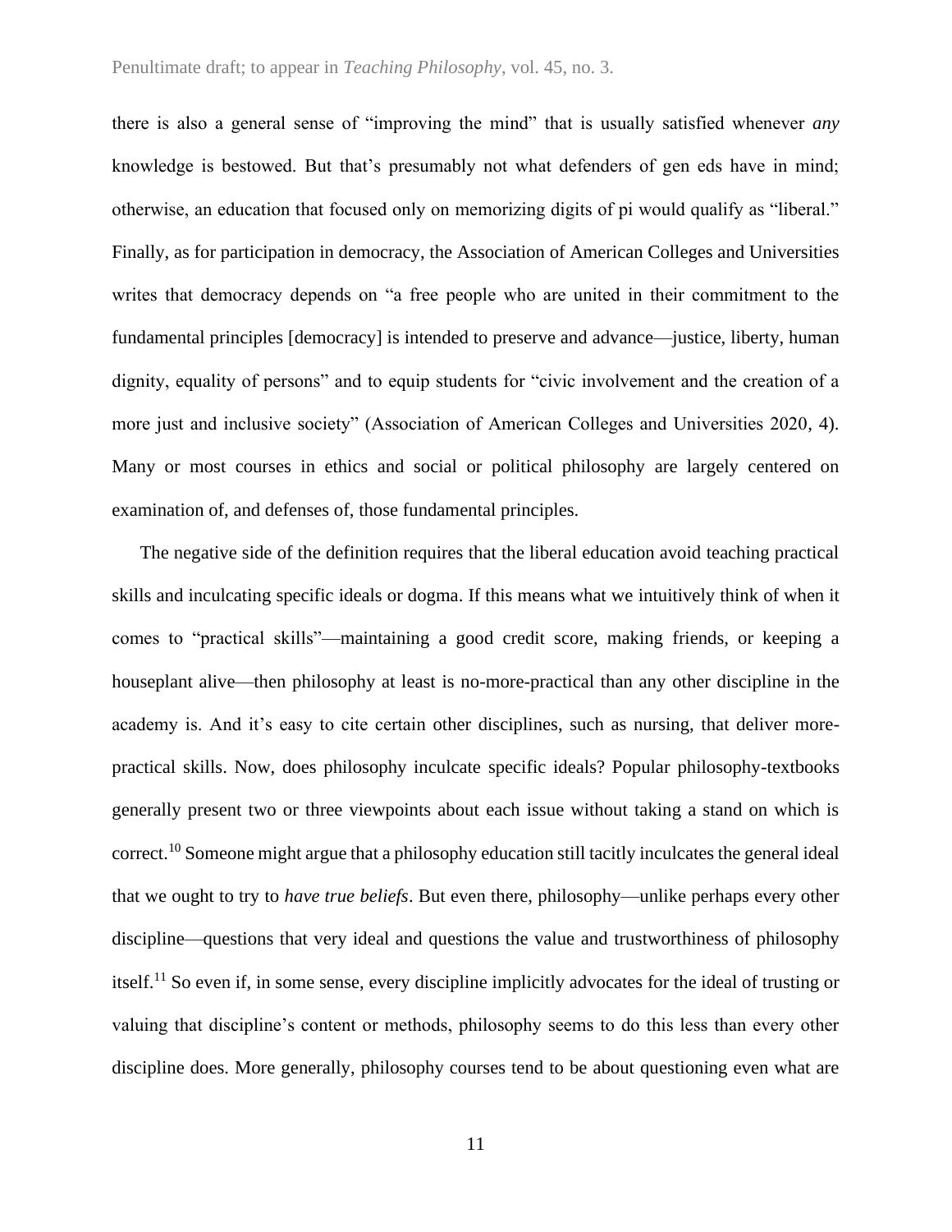there is also a general sense of "improving the mind" that is usually satisfied whenever *any* knowledge is bestowed. But that's presumably not what defenders of gen eds have in mind; otherwise, an education that focused only on memorizing digits of pi would qualify as "liberal." Finally, as for participation in democracy, the Association of American Colleges and Universities writes that democracy depends on "a free people who are united in their commitment to the fundamental principles [democracy] is intended to preserve and advance—justice, liberty, human dignity, equality of persons" and to equip students for "civic involvement and the creation of a more just and inclusive society" (Association of American Colleges and Universities 2020, 4). Many or most courses in ethics and social or political philosophy are largely centered on examination of, and defenses of, those fundamental principles.

The negative side of the definition requires that the liberal education avoid teaching practical skills and inculcating specific ideals or dogma. If this means what we intuitively think of when it comes to "practical skills"—maintaining a good credit score, making friends, or keeping a houseplant alive—then philosophy at least is no-more-practical than any other discipline in the academy is. And it's easy to cite certain other disciplines, such as nursing, that deliver more-practical skills. Now, does philosophy inculcate specific ideals? Popular philosophy-textbooks generally present two or three viewpoints about each issue without taking a stand on which is correct.[10] Someone might argue that a philosophy education still tacitly inculcates the general ideal that we ought to try to *have true beliefs*. But even there, philosophy—unlike perhaps every other discipline—questions that very ideal and questions the value and trustworthiness of philosophy itself.[11] So even if, in some sense, every discipline implicitly advocates for the ideal of trusting or valuing that discipline's content or methods, philosophy seems to do this less than every other discipline does. More generally, philosophy courses tend to be about questioning even what are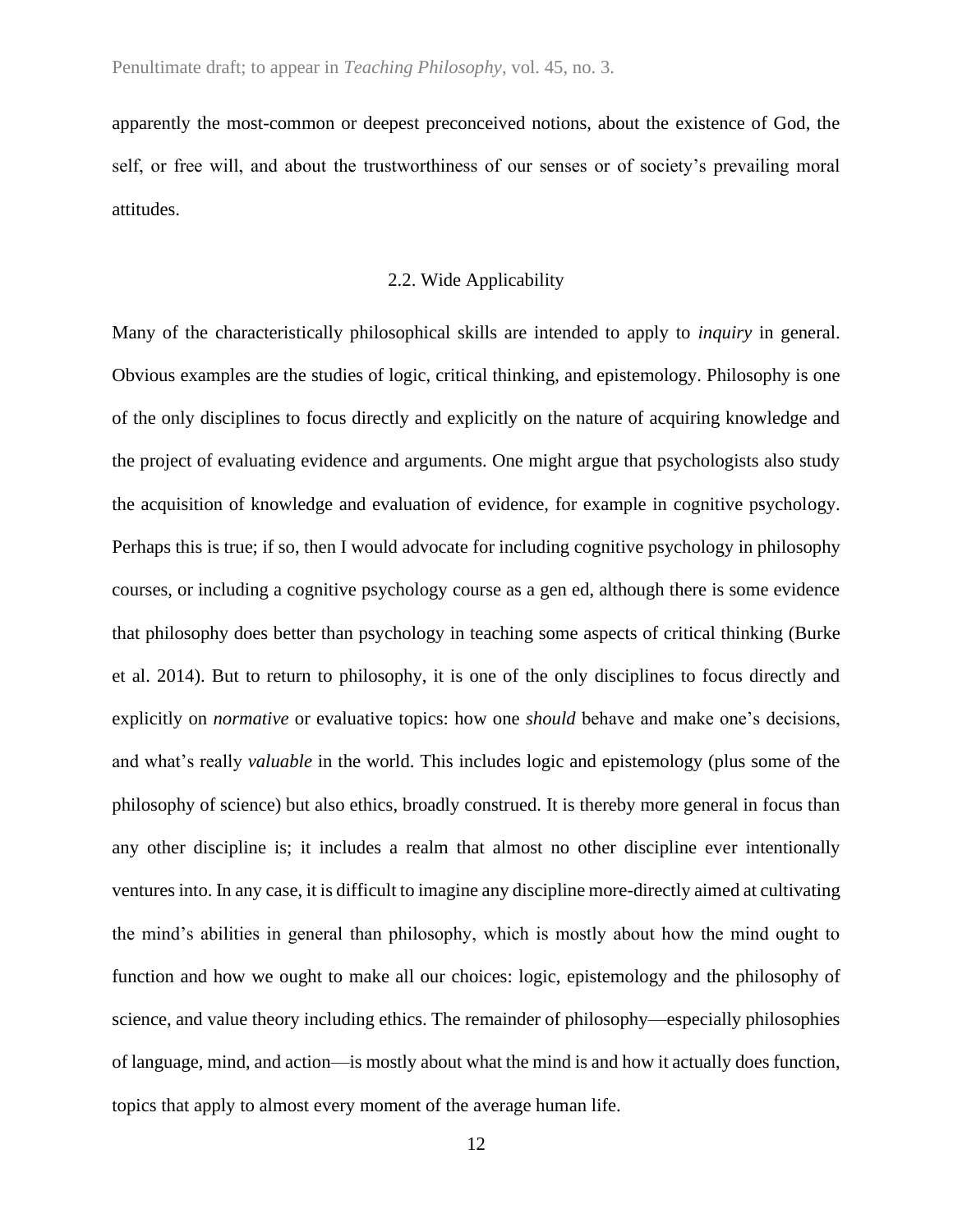apparently the most-common or deepest preconceived notions, about the existence of God, the self, or free will, and about the trustworthiness of our senses or of society's prevailing moral attitudes.

### 2.2. Wide Applicability

Many of the characteristically philosophical skills are intended to apply to *inquiry* in general. Obvious examples are the studies of logic, critical thinking, and epistemology. Philosophy is one of the only disciplines to focus directly and explicitly on the nature of acquiring knowledge and the project of evaluating evidence and arguments. One might argue that psychologists also study the acquisition of knowledge and evaluation of evidence, for example in cognitive psychology. Perhaps this is true; if so, then I would advocate for including cognitive psychology in philosophy courses, or including a cognitive psychology course as a gen ed, although there is some evidence that philosophy does better than psychology in teaching some aspects of critical thinking (Burke et al. 2014). But to return to philosophy, it is one of the only disciplines to focus directly and explicitly on *normative* or evaluative topics: how one *should* behave and make one's decisions, and what's really *valuable* in the world. This includes logic and epistemology (plus some of the philosophy of science) but also ethics, broadly construed. It is thereby more general in focus than any other discipline is; it includes a realm that almost no other discipline ever intentionally ventures into. In any case, it is difficult to imagine any discipline more-directly aimed at cultivating the mind's abilities in general than philosophy, which is mostly about how the mind ought to function and how we ought to make all our choices: logic, epistemology and the philosophy of science, and value theory including ethics. The remainder of philosophy—especially philosophies of language, mind, and action—is mostly about what the mind is and how it actually does function, topics that apply to almost every moment of the average human life.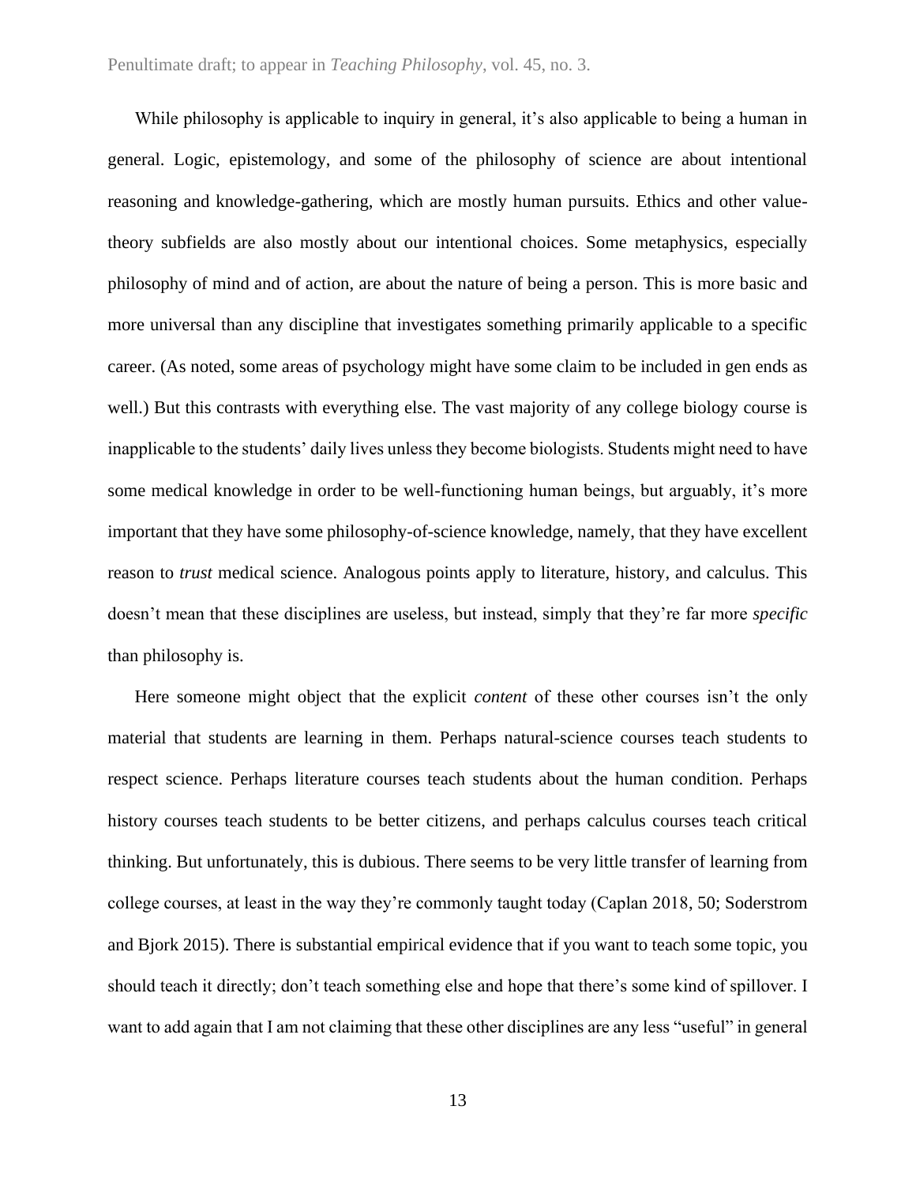While philosophy is applicable to inquiry in general, it's also applicable to being a human in general. Logic, epistemology, and some of the philosophy of science are about intentional reasoning and knowledge-gathering, which are mostly human pursuits. Ethics and other value-theory subfields are also mostly about our intentional choices. Some metaphysics, especially philosophy of mind and of action, are about the nature of being a person. This is more basic and more universal than any discipline that investigates something primarily applicable to a specific career. (As noted, some areas of psychology might have some claim to be included in gen ends as well.) But this contrasts with everything else. The vast majority of any college biology course is inapplicable to the students' daily lives unless they become biologists. Students might need to have some medical knowledge in order to be well-functioning human beings, but arguably, it's more important that they have some philosophy-of-science knowledge, namely, that they have excellent reason to *trust* medical science. Analogous points apply to literature, history, and calculus. This doesn't mean that these disciplines are useless, but instead, simply that they're far more *specific* than philosophy is.

Here someone might object that the explicit *content* of these other courses isn't the only material that students are learning in them. Perhaps natural-science courses teach students to respect science. Perhaps literature courses teach students about the human condition. Perhaps history courses teach students to be better citizens, and perhaps calculus courses teach critical thinking. But unfortunately, this is dubious. There seems to be very little transfer of learning from college courses, at least in the way they're commonly taught today (Caplan 2018, 50; Soderstrom and Bjork 2015). There is substantial empirical evidence that if you want to teach some topic, you should teach it directly; don't teach something else and hope that there's some kind of spillover. I want to add again that I am not claiming that these other disciplines are any less "useful" in general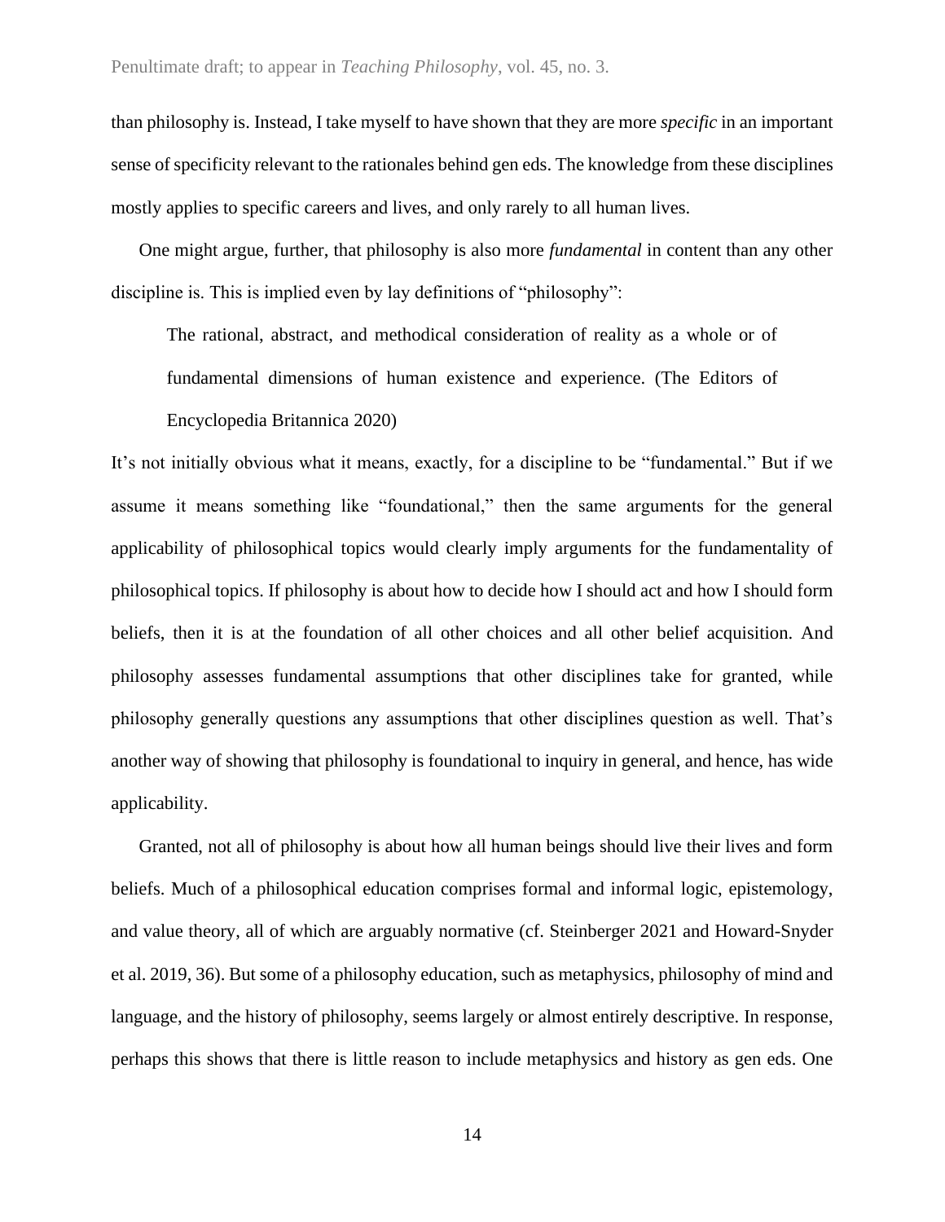than philosophy is. Instead, I take myself to have shown that they are more *specific* in an important sense of specificity relevant to the rationales behind gen eds. The knowledge from these disciplines mostly applies to specific careers and lives, and only rarely to all human lives.

One might argue, further, that philosophy is also more *fundamental* in content than any other discipline is. This is implied even by lay definitions of "philosophy":

> The rational, abstract, and methodical consideration of reality as a whole or of fundamental dimensions of human existence and experience. (The Editors of Encyclopedia Britannica 2020)

It's not initially obvious what it means, exactly, for a discipline to be "fundamental." But if we assume it means something like "foundational," then the same arguments for the general applicability of philosophical topics would clearly imply arguments for the fundamentality of philosophical topics. If philosophy is about how to decide how I should act and how I should form beliefs, then it is at the foundation of all other choices and all other belief acquisition. And philosophy assesses fundamental assumptions that other disciplines take for granted, while philosophy generally questions any assumptions that other disciplines question as well. That's another way of showing that philosophy is foundational to inquiry in general, and hence, has wide applicability.

Granted, not all of philosophy is about how all human beings should live their lives and form beliefs. Much of a philosophical education comprises formal and informal logic, epistemology, and value theory, all of which are arguably normative (cf. Steinberger 2021 and Howard-Snyder et al. 2019, 36). But some of a philosophy education, such as metaphysics, philosophy of mind and language, and the history of philosophy, seems largely or almost entirely descriptive. In response, perhaps this shows that there is little reason to include metaphysics and history as gen eds. One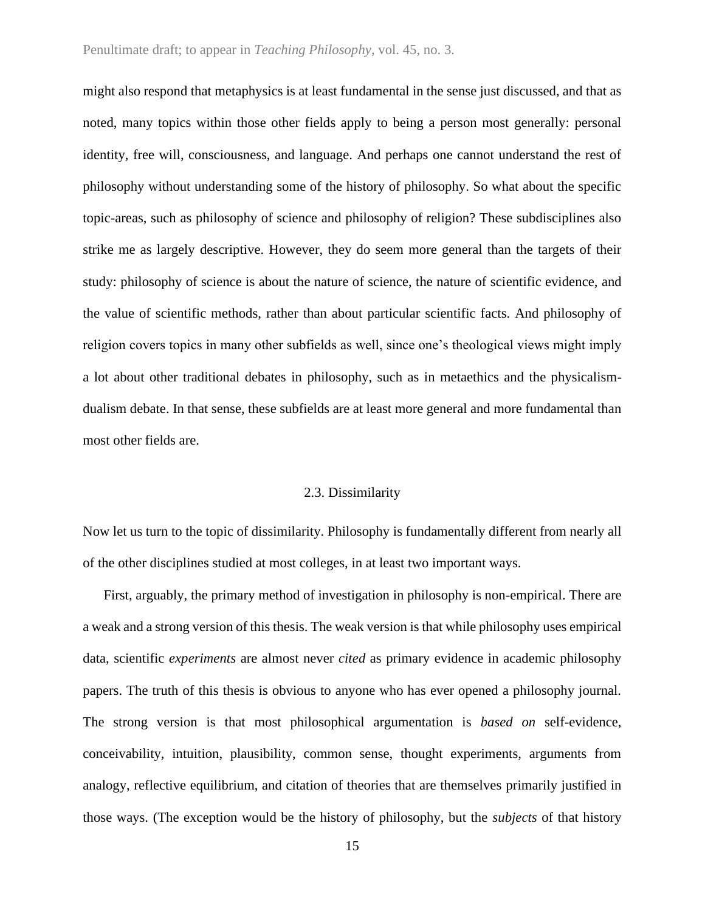might also respond that metaphysics is at least fundamental in the sense just discussed, and that as noted, many topics within those other fields apply to being a person most generally: personal identity, free will, consciousness, and language. And perhaps one cannot understand the rest of philosophy without understanding some of the history of philosophy. So what about the specific topic-areas, such as philosophy of science and philosophy of religion? These subdisciplines also strike me as largely descriptive. However, they do seem more general than the targets of their study: philosophy of science is about the nature of science, the nature of scientific evidence, and the value of scientific methods, rather than about particular scientific facts. And philosophy of religion covers topics in many other subfields as well, since one's theological views might imply a lot about other traditional debates in philosophy, such as in metaethics and the physicalism-dualism debate. In that sense, these subfields are at least more general and more fundamental than most other fields are.

### 2.3. Dissimilarity

Now let us turn to the topic of dissimilarity. Philosophy is fundamentally different from nearly all of the other disciplines studied at most colleges, in at least two important ways.

First, arguably, the primary method of investigation in philosophy is non-empirical. There are a weak and a strong version of this thesis. The weak version is that while philosophy uses empirical data, scientific *experiments* are almost never *cited* as primary evidence in academic philosophy papers. The truth of this thesis is obvious to anyone who has ever opened a philosophy journal. The strong version is that most philosophical argumentation is *based on* self-evidence, conceivability, intuition, plausibility, common sense, thought experiments, arguments from analogy, reflective equilibrium, and citation of theories that are themselves primarily justified in those ways. (The exception would be the history of philosophy, but the *subjects* of that history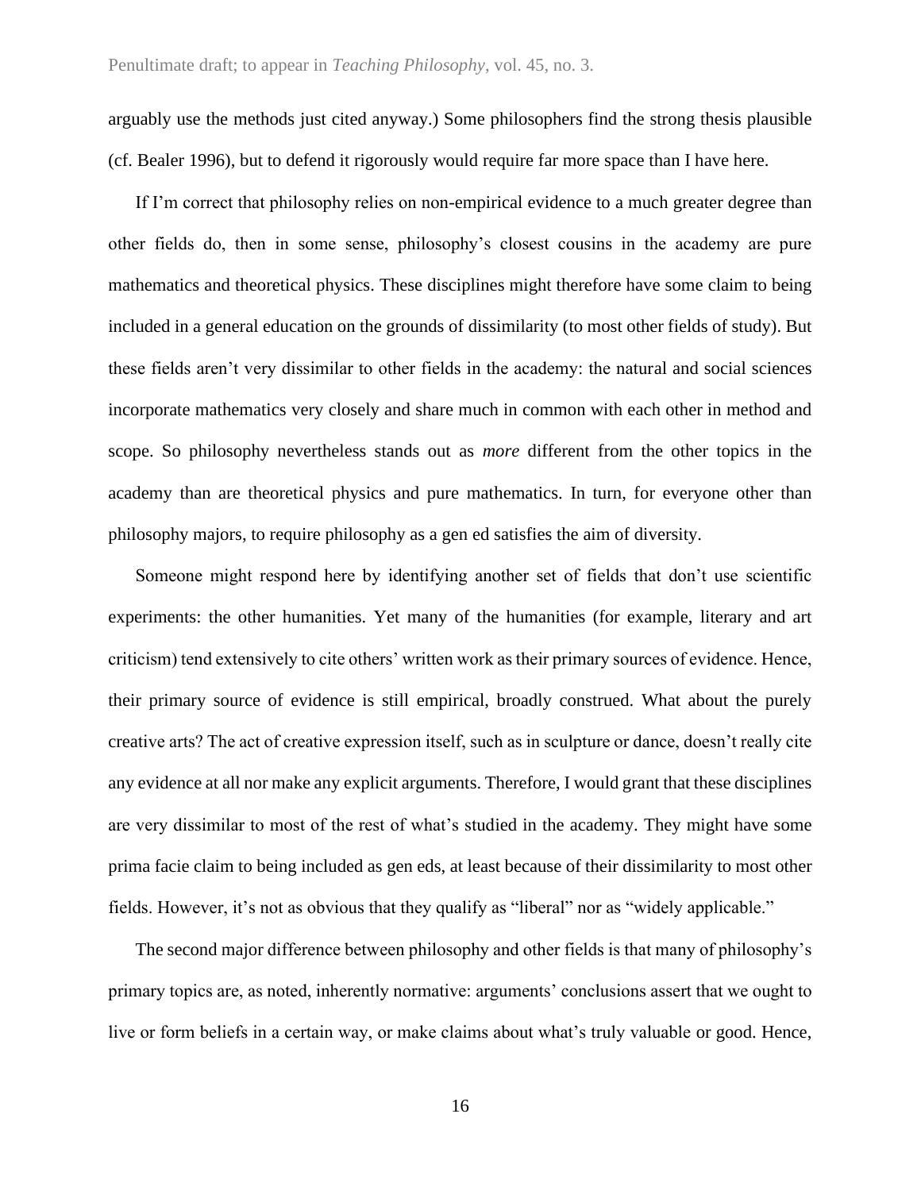arguably use the methods just cited anyway.) Some philosophers find the strong thesis plausible (cf. Bealer 1996), but to defend it rigorously would require far more space than I have here.

If I'm correct that philosophy relies on non-empirical evidence to a much greater degree than other fields do, then in some sense, philosophy's closest cousins in the academy are pure mathematics and theoretical physics. These disciplines might therefore have some claim to being included in a general education on the grounds of dissimilarity (to most other fields of study). But these fields aren't very dissimilar to other fields in the academy: the natural and social sciences incorporate mathematics very closely and share much in common with each other in method and scope. So philosophy nevertheless stands out as *more* different from the other topics in the academy than are theoretical physics and pure mathematics. In turn, for everyone other than philosophy majors, to require philosophy as a gen ed satisfies the aim of diversity.

Someone might respond here by identifying another set of fields that don't use scientific experiments: the other humanities. Yet many of the humanities (for example, literary and art criticism) tend extensively to cite others' written work as their primary sources of evidence. Hence, their primary source of evidence is still empirical, broadly construed. What about the purely creative arts? The act of creative expression itself, such as in sculpture or dance, doesn't really cite any evidence at all nor make any explicit arguments. Therefore, I would grant that these disciplines are very dissimilar to most of the rest of what's studied in the academy. They might have some prima facie claim to being included as gen eds, at least because of their dissimilarity to most other fields. However, it's not as obvious that they qualify as "liberal" nor as "widely applicable."

The second major difference between philosophy and other fields is that many of philosophy's primary topics are, as noted, inherently normative: arguments' conclusions assert that we ought to live or form beliefs in a certain way, or make claims about what's truly valuable or good. Hence,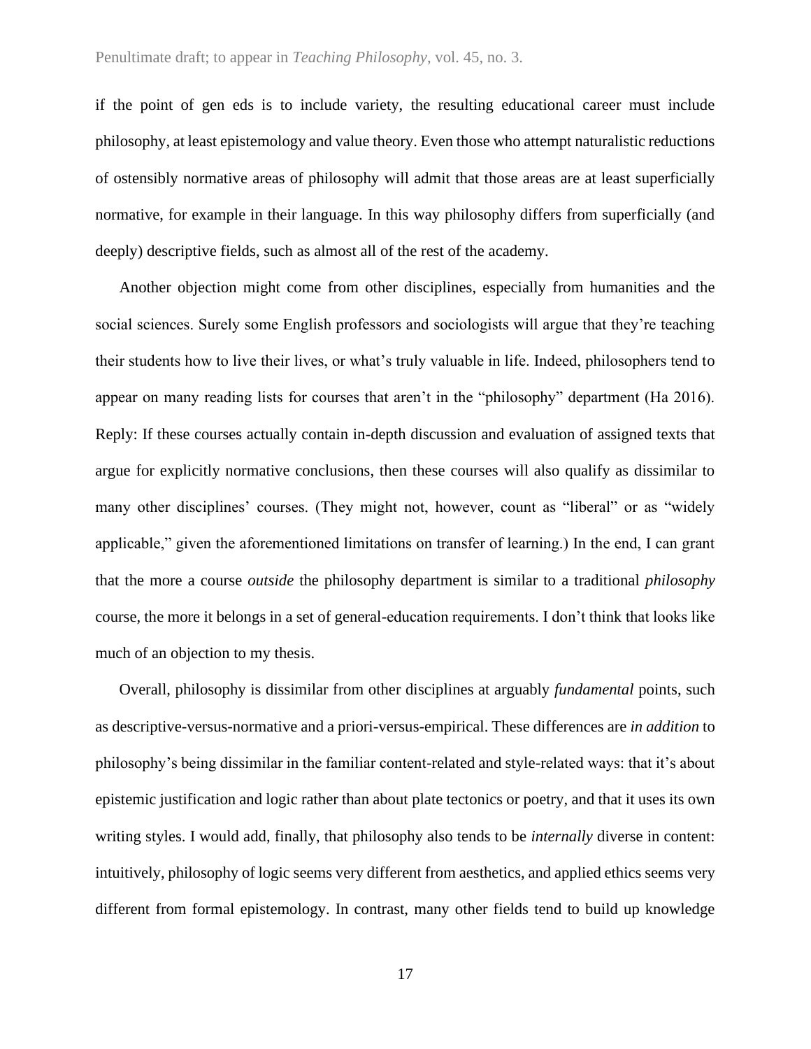if the point of gen eds is to include variety, the resulting educational career must include philosophy, at least epistemology and value theory. Even those who attempt naturalistic reductions of ostensibly normative areas of philosophy will admit that those areas are at least superficially normative, for example in their language. In this way philosophy differs from superficially (and deeply) descriptive fields, such as almost all of the rest of the academy.

Another objection might come from other disciplines, especially from humanities and the social sciences. Surely some English professors and sociologists will argue that they're teaching their students how to live their lives, or what's truly valuable in life. Indeed, philosophers tend to appear on many reading lists for courses that aren't in the "philosophy" department (Ha 2016). Reply: If these courses actually contain in-depth discussion and evaluation of assigned texts that argue for explicitly normative conclusions, then these courses will also qualify as dissimilar to many other disciplines' courses. (They might not, however, count as "liberal" or as "widely applicable," given the aforementioned limitations on transfer of learning.) In the end, I can grant that the more a course *outside* the philosophy department is similar to a traditional *philosophy* course, the more it belongs in a set of general-education requirements. I don't think that looks like much of an objection to my thesis.

Overall, philosophy is dissimilar from other disciplines at arguably *fundamental* points, such as descriptive-versus-normative and a priori-versus-empirical. These differences are *in addition* to philosophy's being dissimilar in the familiar content-related and style-related ways: that it's about epistemic justification and logic rather than about plate tectonics or poetry, and that it uses its own writing styles. I would add, finally, that philosophy also tends to be *internally* diverse in content: intuitively, philosophy of logic seems very different from aesthetics, and applied ethics seems very different from formal epistemology. In contrast, many other fields tend to build up knowledge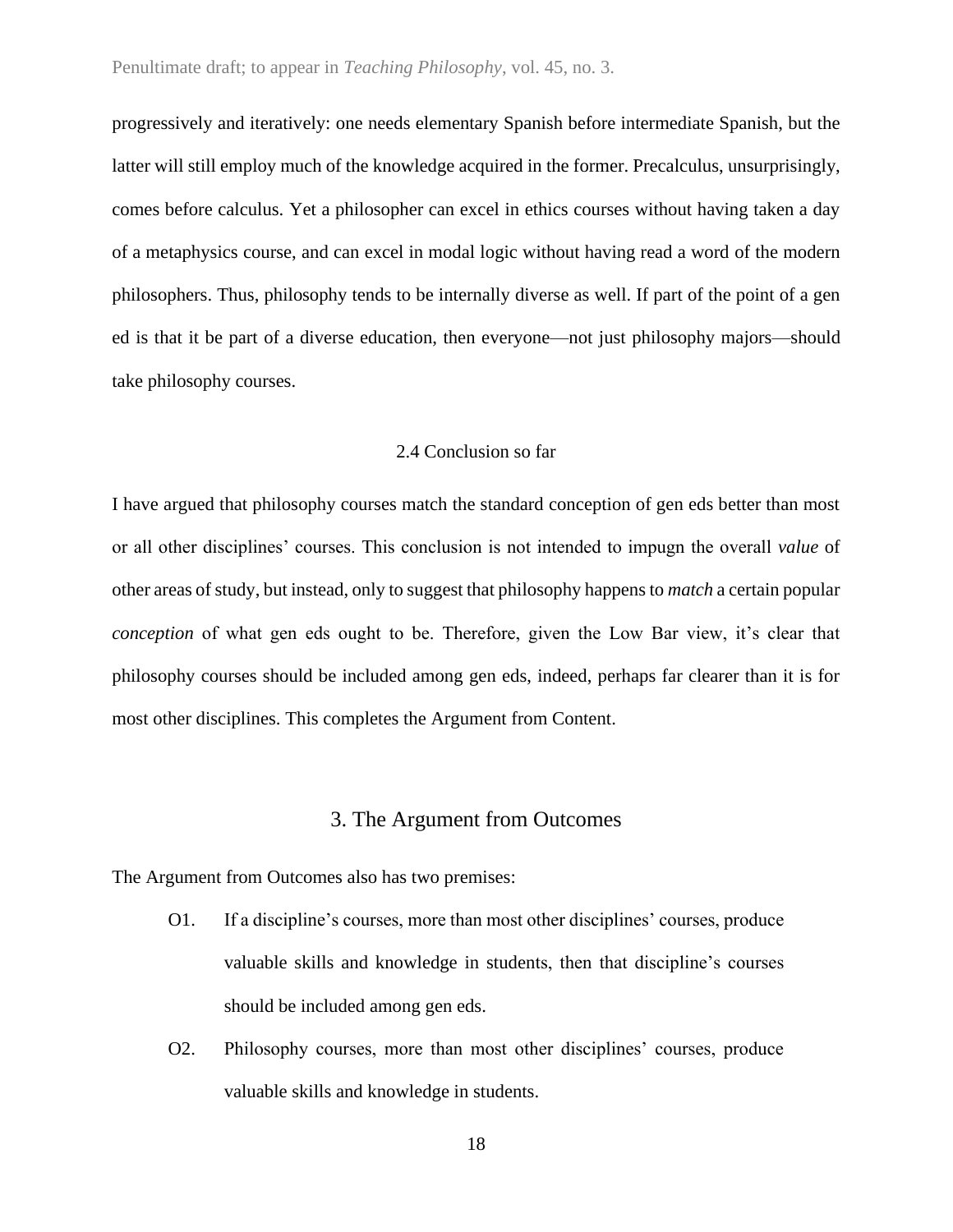progressively and iteratively: one needs elementary Spanish before intermediate Spanish, but the latter will still employ much of the knowledge acquired in the former. Precalculus, unsurprisingly, comes before calculus. Yet a philosopher can excel in ethics courses without having taken a day of a metaphysics course, and can excel in modal logic without having read a word of the modern philosophers. Thus, philosophy tends to be internally diverse as well. If part of the point of a gen ed is that it be part of a diverse education, then everyone—not just philosophy majors—should take philosophy courses.

### 2.4 Conclusion so far

I have argued that philosophy courses match the standard conception of gen eds better than most or all other disciplines' courses. This conclusion is not intended to impugn the overall *value* of other areas of study, but instead, only to suggest that philosophy happens to *match* a certain popular *conception* of what gen eds ought to be. Therefore, given the Low Bar view, it's clear that philosophy courses should be included among gen eds, indeed, perhaps far clearer than it is for most other disciplines. This completes the Argument from Content.

## 3. The Argument from Outcomes

The Argument from Outcomes also has two premises:

O1. If a discipline's courses, more than most other disciplines' courses, produce valuable skills and knowledge in students, then that discipline's courses should be included among gen eds.

O2. Philosophy courses, more than most other disciplines' courses, produce valuable skills and knowledge in students.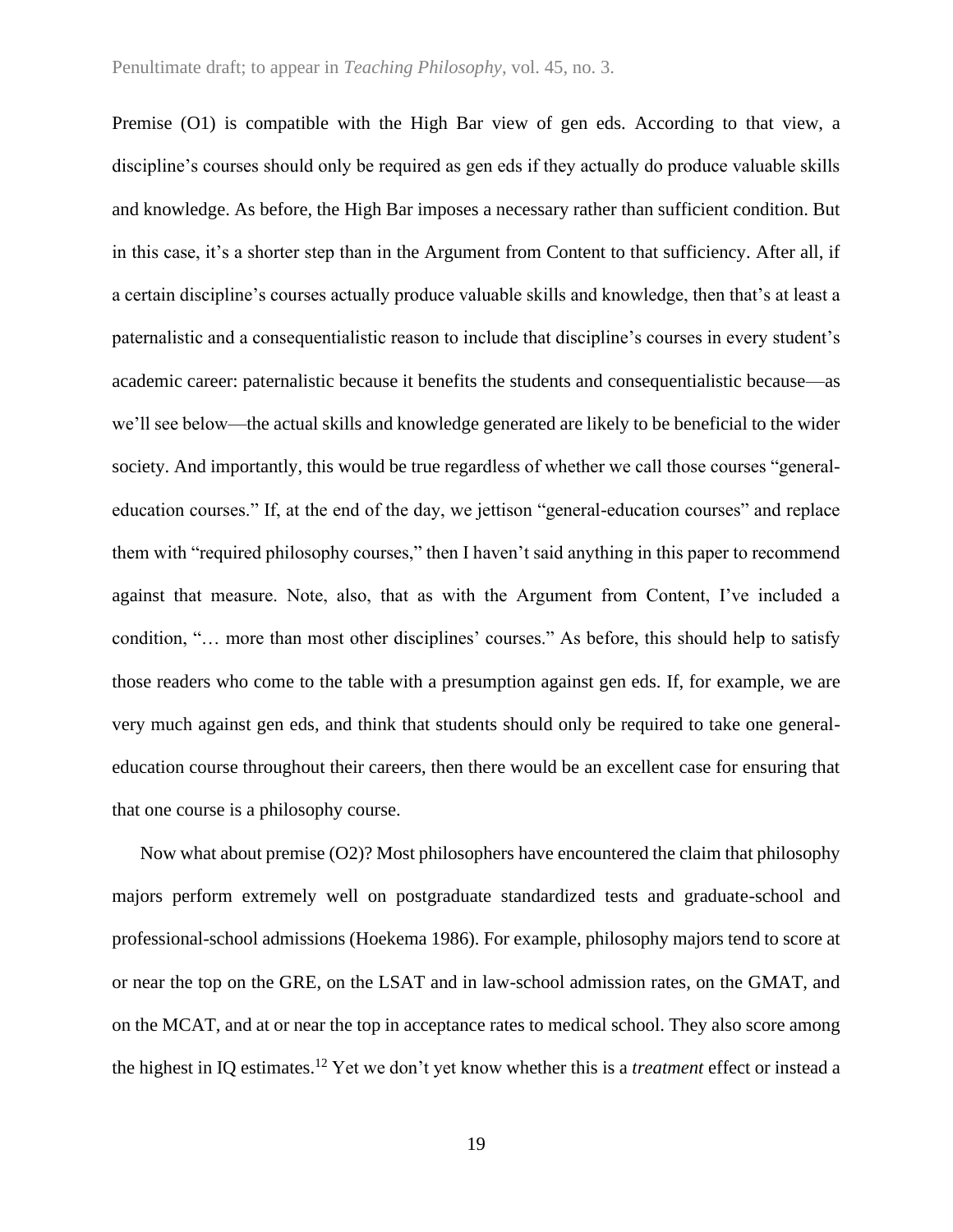Premise (O1) is compatible with the High Bar view of gen eds. According to that view, a discipline's courses should only be required as gen eds if they actually do produce valuable skills and knowledge. As before, the High Bar imposes a necessary rather than sufficient condition. But in this case, it's a shorter step than in the Argument from Content to that sufficiency. After all, if a certain discipline's courses actually produce valuable skills and knowledge, then that's at least a paternalistic and a consequentialistic reason to include that discipline's courses in every student's academic career: paternalistic because it benefits the students and consequentialistic because—as we'll see below—the actual skills and knowledge generated are likely to be beneficial to the wider society. And importantly, this would be true regardless of whether we call those courses "general-education courses." If, at the end of the day, we jettison "general-education courses" and replace them with "required philosophy courses," then I haven't said anything in this paper to recommend against that measure. Note, also, that as with the Argument from Content, I've included a condition, "… more than most other disciplines' courses." As before, this should help to satisfy those readers who come to the table with a presumption against gen eds. If, for example, we are very much against gen eds, and think that students should only be required to take one general-education course throughout their careers, then there would be an excellent case for ensuring that that one course is a philosophy course.

Now what about premise (O2)? Most philosophers have encountered the claim that philosophy majors perform extremely well on postgraduate standardized tests and graduate-school and professional-school admissions (Hoekema 1986). For example, philosophy majors tend to score at or near the top on the GRE, on the LSAT and in law-school admission rates, on the GMAT, and on the MCAT, and at or near the top in acceptance rates to medical school. They also score among the highest in IQ estimates.[12] Yet we don't yet know whether this is a *treatment* effect or instead a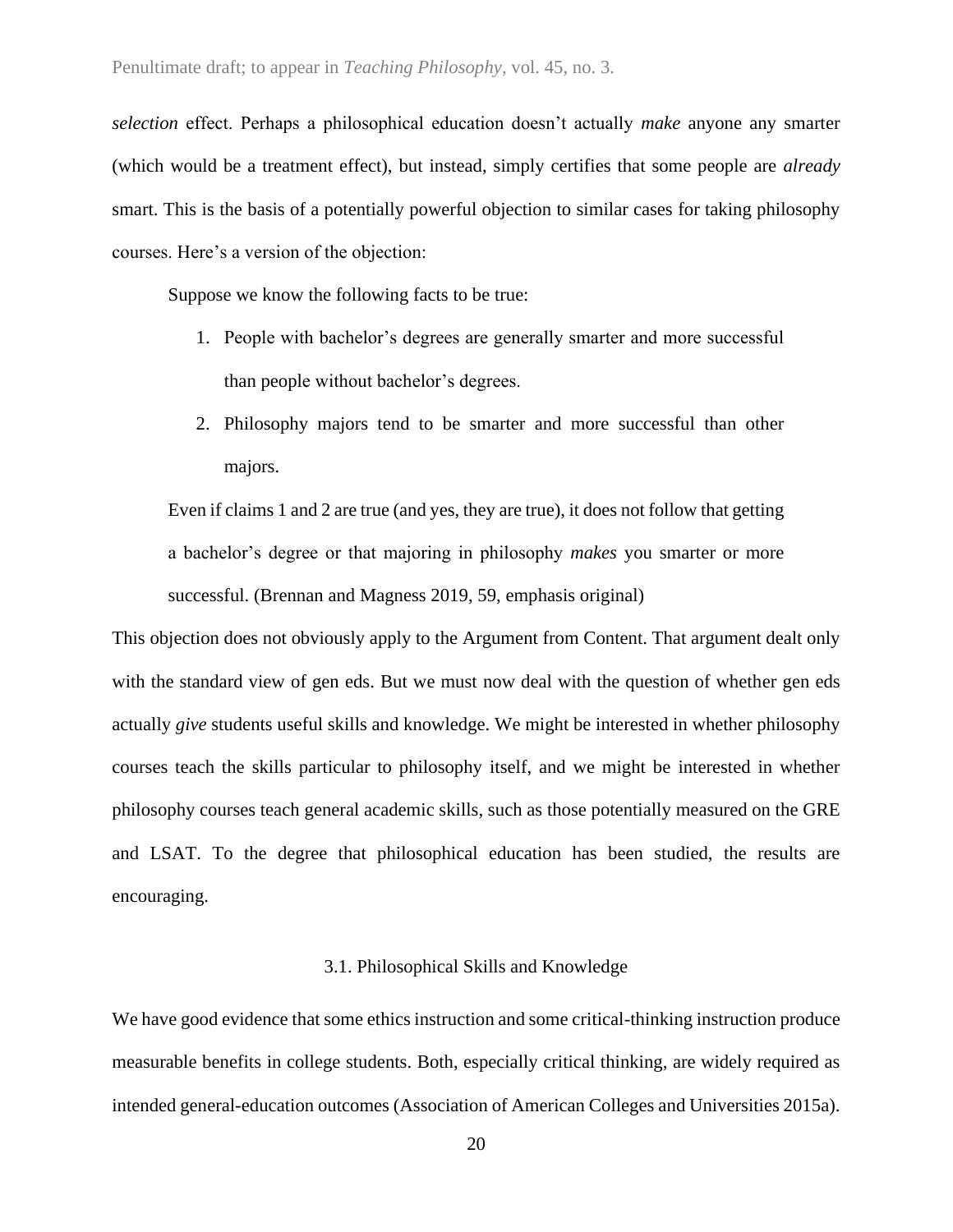*selection* effect. Perhaps a philosophical education doesn't actually *make* anyone any smarter (which would be a treatment effect), but instead, simply certifies that some people are *already* smart. This is the basis of a potentially powerful objection to similar cases for taking philosophy courses. Here's a version of the objection:

> Suppose we know the following facts to be true:
>
> 1. People with bachelor's degrees are generally smarter and more successful than people without bachelor's degrees.
> 2. Philosophy majors tend to be smarter and more successful than other majors.
>
> Even if claims 1 and 2 are true (and yes, they are true), it does not follow that getting a bachelor's degree or that majoring in philosophy *makes* you smarter or more successful. (Brennan and Magness 2019, 59, emphasis original)

This objection does not obviously apply to the Argument from Content. That argument dealt only with the standard view of gen eds. But we must now deal with the question of whether gen eds actually *give* students useful skills and knowledge. We might be interested in whether philosophy courses teach the skills particular to philosophy itself, and we might be interested in whether philosophy courses teach general academic skills, such as those potentially measured on the GRE and LSAT. To the degree that philosophical education has been studied, the results are encouraging.

### 3.1. Philosophical Skills and Knowledge

We have good evidence that some ethics instruction and some critical-thinking instruction produce measurable benefits in college students. Both, especially critical thinking, are widely required as intended general-education outcomes (Association of American Colleges and Universities 2015a).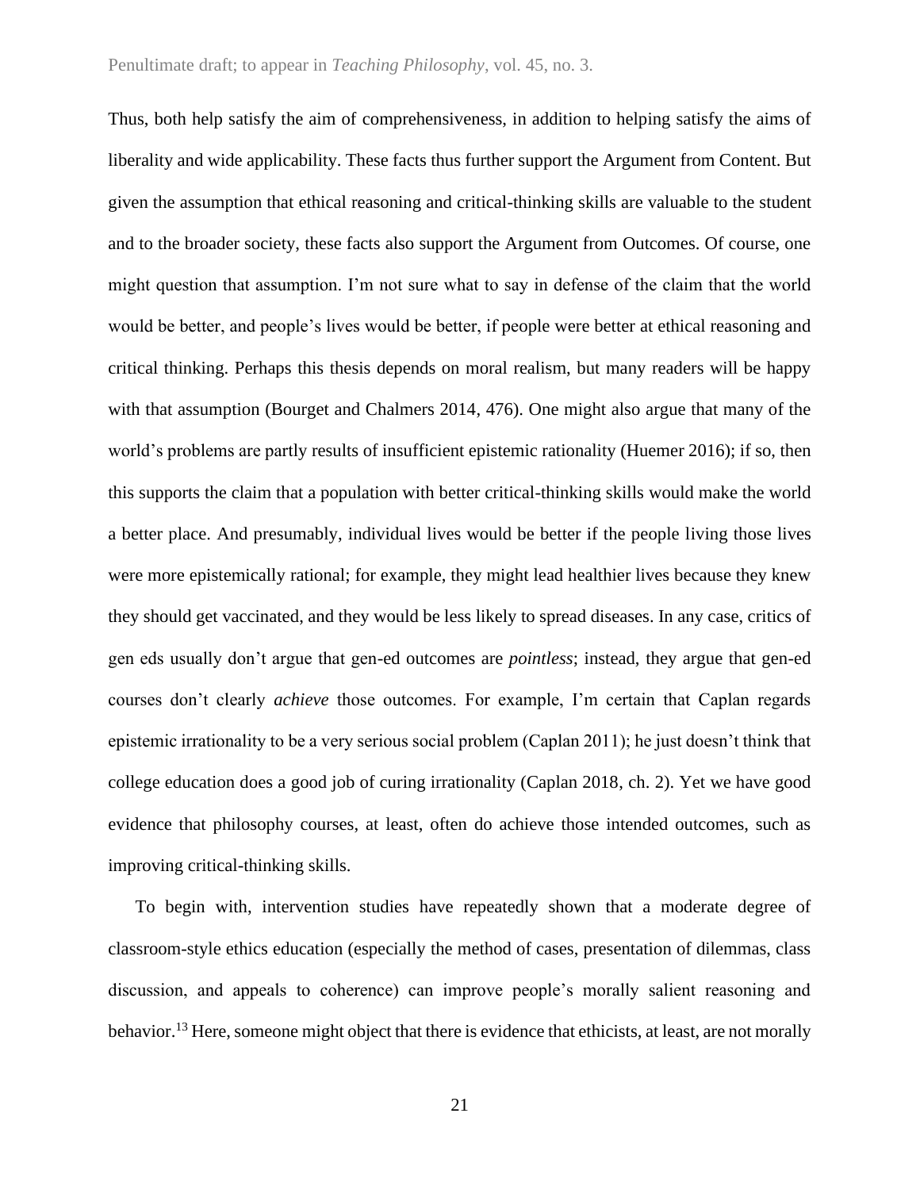Thus, both help satisfy the aim of comprehensiveness, in addition to helping satisfy the aims of liberality and wide applicability. These facts thus further support the Argument from Content. But given the assumption that ethical reasoning and critical-thinking skills are valuable to the student and to the broader society, these facts also support the Argument from Outcomes. Of course, one might question that assumption. I'm not sure what to say in defense of the claim that the world would be better, and people's lives would be better, if people were better at ethical reasoning and critical thinking. Perhaps this thesis depends on moral realism, but many readers will be happy with that assumption (Bourget and Chalmers 2014, 476). One might also argue that many of the world's problems are partly results of insufficient epistemic rationality (Huemer 2016); if so, then this supports the claim that a population with better critical-thinking skills would make the world a better place. And presumably, individual lives would be better if the people living those lives were more epistemically rational; for example, they might lead healthier lives because they knew they should get vaccinated, and they would be less likely to spread diseases. In any case, critics of gen eds usually don't argue that gen-ed outcomes are *pointless*; instead, they argue that gen-ed courses don't clearly *achieve* those outcomes. For example, I'm certain that Caplan regards epistemic irrationality to be a very serious social problem (Caplan 2011); he just doesn't think that college education does a good job of curing irrationality (Caplan 2018, ch. 2). Yet we have good evidence that philosophy courses, at least, often do achieve those intended outcomes, such as improving critical-thinking skills.

To begin with, intervention studies have repeatedly shown that a moderate degree of classroom-style ethics education (especially the method of cases, presentation of dilemmas, class discussion, and appeals to coherence) can improve people's morally salient reasoning and behavior.[13] Here, someone might object that there is evidence that ethicists, at least, are not morally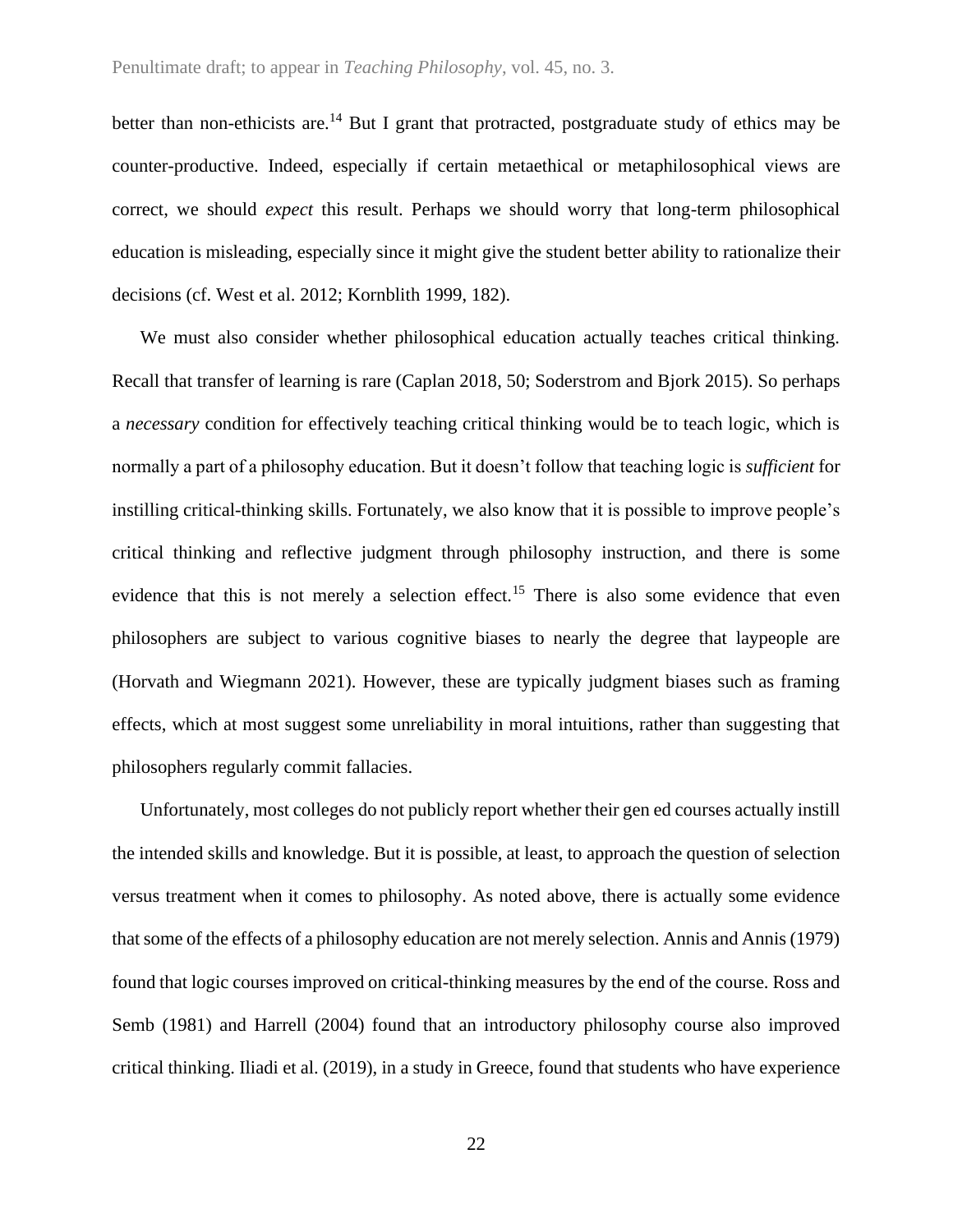better than non-ethicists are.[14] But I grant that protracted, postgraduate study of ethics may be counter-productive. Indeed, especially if certain metaethical or metaphilosophical views are correct, we should *expect* this result. Perhaps we should worry that long-term philosophical education is misleading, especially since it might give the student better ability to rationalize their decisions (cf. West et al. 2012; Kornblith 1999, 182).

We must also consider whether philosophical education actually teaches critical thinking. Recall that transfer of learning is rare (Caplan 2018, 50; Soderstrom and Bjork 2015). So perhaps a *necessary* condition for effectively teaching critical thinking would be to teach logic, which is normally a part of a philosophy education. But it doesn't follow that teaching logic is *sufficient* for instilling critical-thinking skills. Fortunately, we also know that it is possible to improve people's critical thinking and reflective judgment through philosophy instruction, and there is some evidence that this is not merely a selection effect.[15] There is also some evidence that even philosophers are subject to various cognitive biases to nearly the degree that laypeople are (Horvath and Wiegmann 2021). However, these are typically judgment biases such as framing effects, which at most suggest some unreliability in moral intuitions, rather than suggesting that philosophers regularly commit fallacies.

Unfortunately, most colleges do not publicly report whether their gen ed courses actually instill the intended skills and knowledge. But it is possible, at least, to approach the question of selection versus treatment when it comes to philosophy. As noted above, there is actually some evidence that some of the effects of a philosophy education are not merely selection. Annis and Annis (1979) found that logic courses improved on critical-thinking measures by the end of the course. Ross and Semb (1981) and Harrell (2004) found that an introductory philosophy course also improved critical thinking. Iliadi et al. (2019), in a study in Greece, found that students who have experience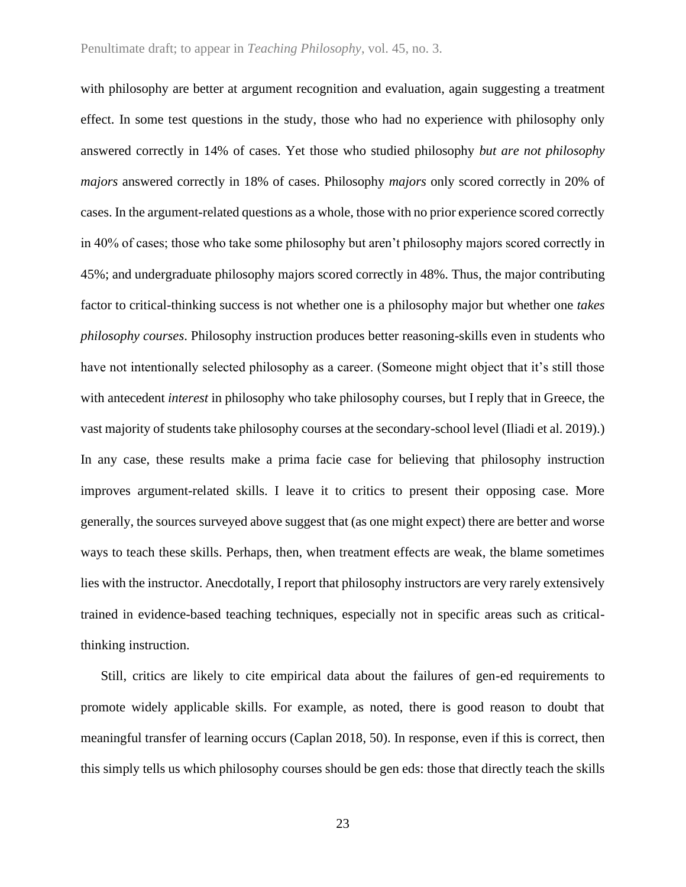with philosophy are better at argument recognition and evaluation, again suggesting a treatment effect. In some test questions in the study, those who had no experience with philosophy only answered correctly in 14% of cases. Yet those who studied philosophy *but are not philosophy majors* answered correctly in 18% of cases. Philosophy *majors* only scored correctly in 20% of cases. In the argument-related questions as a whole, those with no prior experience scored correctly in 40% of cases; those who take some philosophy but aren't philosophy majors scored correctly in 45%; and undergraduate philosophy majors scored correctly in 48%. Thus, the major contributing factor to critical-thinking success is not whether one is a philosophy major but whether one *takes philosophy courses*. Philosophy instruction produces better reasoning-skills even in students who have not intentionally selected philosophy as a career. (Someone might object that it's still those with antecedent *interest* in philosophy who take philosophy courses, but I reply that in Greece, the vast majority of students take philosophy courses at the secondary-school level (Iliadi et al. 2019).) In any case, these results make a prima facie case for believing that philosophy instruction improves argument-related skills. I leave it to critics to present their opposing case. More generally, the sources surveyed above suggest that (as one might expect) there are better and worse ways to teach these skills. Perhaps, then, when treatment effects are weak, the blame sometimes lies with the instructor. Anecdotally, I report that philosophy instructors are very rarely extensively trained in evidence-based teaching techniques, especially not in specific areas such as critical-thinking instruction.

Still, critics are likely to cite empirical data about the failures of gen-ed requirements to promote widely applicable skills. For example, as noted, there is good reason to doubt that meaningful transfer of learning occurs (Caplan 2018, 50). In response, even if this is correct, then this simply tells us which philosophy courses should be gen eds: those that directly teach the skills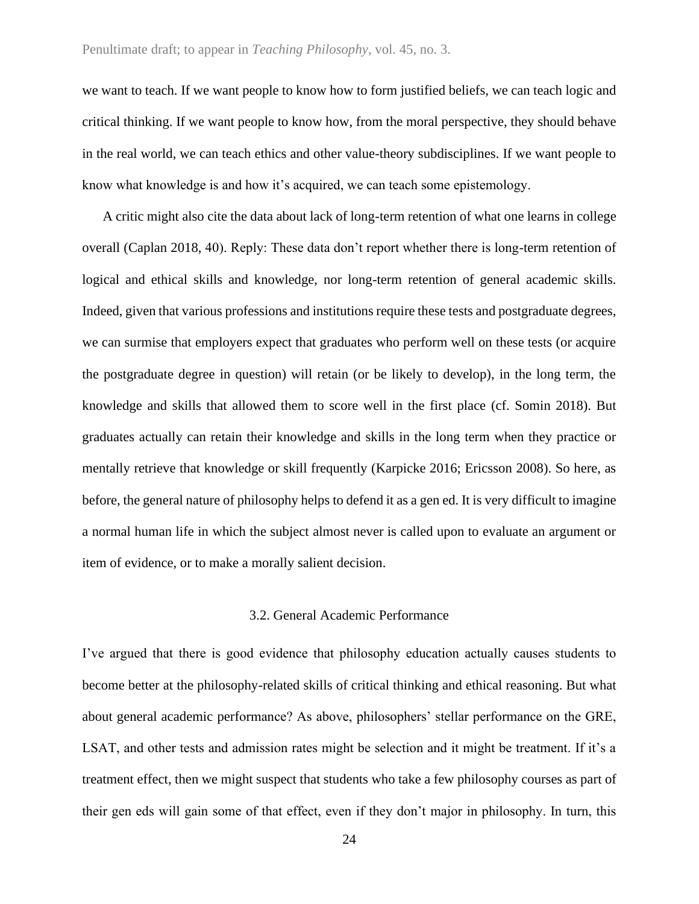we want to teach. If we want people to know how to form justified beliefs, we can teach logic and critical thinking. If we want people to know how, from the moral perspective, they should behave in the real world, we can teach ethics and other value-theory subdisciplines. If we want people to know what knowledge is and how it's acquired, we can teach some epistemology.

A critic might also cite the data about lack of long-term retention of what one learns in college overall (Caplan 2018, 40). Reply: These data don't report whether there is long-term retention of logical and ethical skills and knowledge, nor long-term retention of general academic skills. Indeed, given that various professions and institutions require these tests and postgraduate degrees, we can surmise that employers expect that graduates who perform well on these tests (or acquire the postgraduate degree in question) will retain (or be likely to develop), in the long term, the knowledge and skills that allowed them to score well in the first place (cf. Somin 2018). But graduates actually can retain their knowledge and skills in the long term when they practice or mentally retrieve that knowledge or skill frequently (Karpicke 2016; Ericsson 2008). So here, as before, the general nature of philosophy helps to defend it as a gen ed. It is very difficult to imagine a normal human life in which the subject almost never is called upon to evaluate an argument or item of evidence, or to make a morally salient decision.

### 3.2. General Academic Performance

I've argued that there is good evidence that philosophy education actually causes students to become better at the philosophy-related skills of critical thinking and ethical reasoning. But what about general academic performance? As above, philosophers' stellar performance on the GRE, LSAT, and other tests and admission rates might be selection and it might be treatment. If it's a treatment effect, then we might suspect that students who take a few philosophy courses as part of their gen eds will gain some of that effect, even if they don't major in philosophy. In turn, this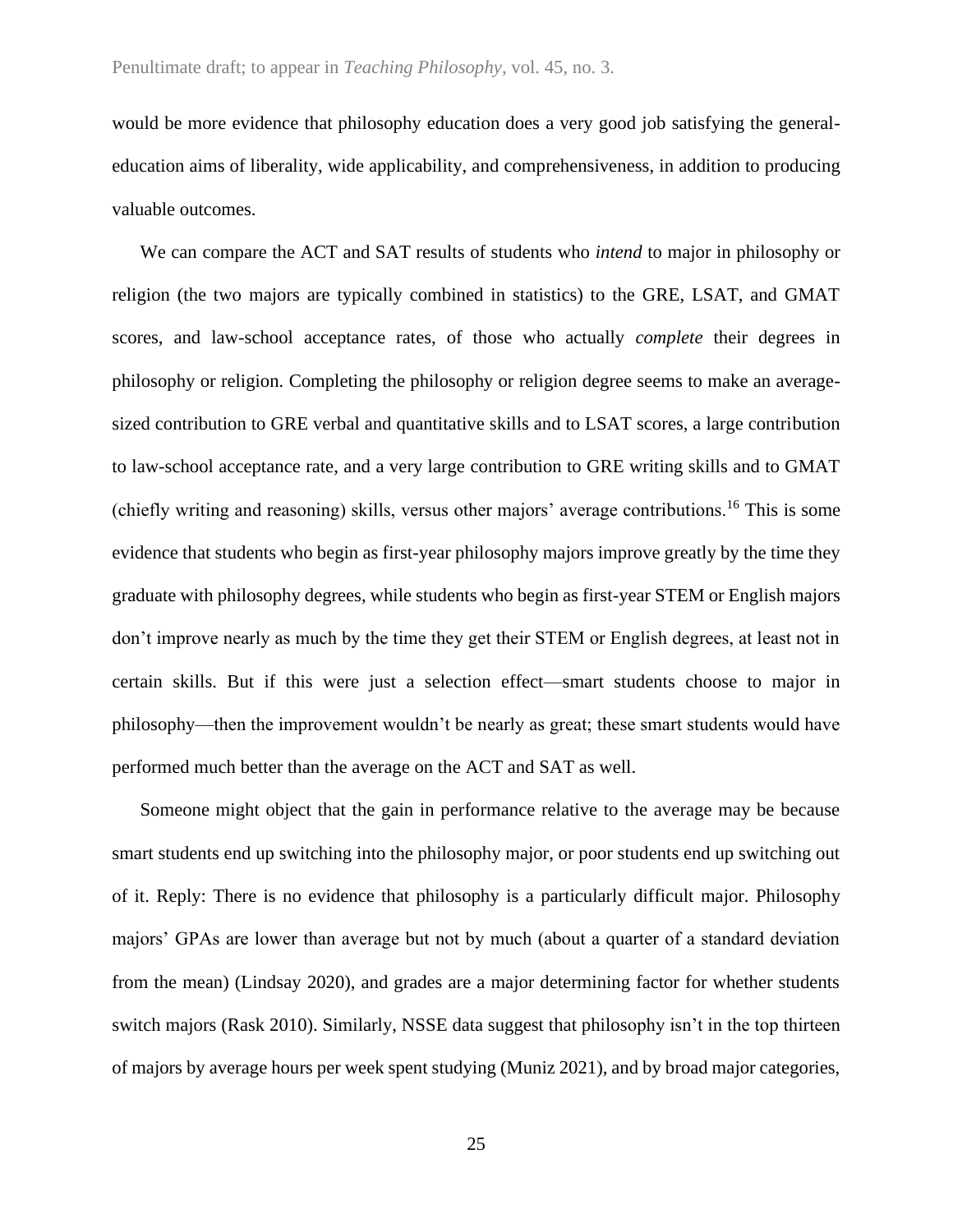would be more evidence that philosophy education does a very good job satisfying the general-education aims of liberality, wide applicability, and comprehensiveness, in addition to producing valuable outcomes.

We can compare the ACT and SAT results of students who *intend* to major in philosophy or religion (the two majors are typically combined in statistics) to the GRE, LSAT, and GMAT scores, and law-school acceptance rates, of those who actually *complete* their degrees in philosophy or religion. Completing the philosophy or religion degree seems to make an average-sized contribution to GRE verbal and quantitative skills and to LSAT scores, a large contribution to law-school acceptance rate, and a very large contribution to GRE writing skills and to GMAT (chiefly writing and reasoning) skills, versus other majors' average contributions.[16] This is some evidence that students who begin as first-year philosophy majors improve greatly by the time they graduate with philosophy degrees, while students who begin as first-year STEM or English majors don't improve nearly as much by the time they get their STEM or English degrees, at least not in certain skills. But if this were just a selection effect—smart students choose to major in philosophy—then the improvement wouldn't be nearly as great; these smart students would have performed much better than the average on the ACT and SAT as well.

Someone might object that the gain in performance relative to the average may be because smart students end up switching into the philosophy major, or poor students end up switching out of it. Reply: There is no evidence that philosophy is a particularly difficult major. Philosophy majors' GPAs are lower than average but not by much (about a quarter of a standard deviation from the mean) (Lindsay 2020), and grades are a major determining factor for whether students switch majors (Rask 2010). Similarly, NSSE data suggest that philosophy isn't in the top thirteen of majors by average hours per week spent studying (Muniz 2021), and by broad major categories,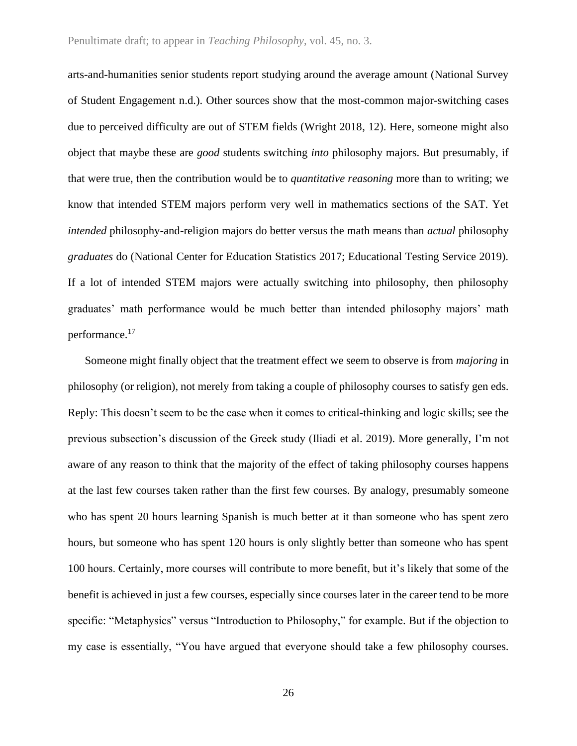arts-and-humanities senior students report studying around the average amount (National Survey of Student Engagement n.d.). Other sources show that the most-common major-switching cases due to perceived difficulty are out of STEM fields (Wright 2018, 12). Here, someone might also object that maybe these are *good* students switching *into* philosophy majors. But presumably, if that were true, then the contribution would be to *quantitative reasoning* more than to writing; we know that intended STEM majors perform very well in mathematics sections of the SAT. Yet *intended* philosophy-and-religion majors do better versus the math means than *actual* philosophy *graduates* do (National Center for Education Statistics 2017; Educational Testing Service 2019). If a lot of intended STEM majors were actually switching into philosophy, then philosophy graduates' math performance would be much better than intended philosophy majors' math performance.[17]

Someone might finally object that the treatment effect we seem to observe is from *majoring* in philosophy (or religion), not merely from taking a couple of philosophy courses to satisfy gen eds. Reply: This doesn't seem to be the case when it comes to critical-thinking and logic skills; see the previous subsection's discussion of the Greek study (Iliadi et al. 2019). More generally, I'm not aware of any reason to think that the majority of the effect of taking philosophy courses happens at the last few courses taken rather than the first few courses. By analogy, presumably someone who has spent 20 hours learning Spanish is much better at it than someone who has spent zero hours, but someone who has spent 120 hours is only slightly better than someone who has spent 100 hours. Certainly, more courses will contribute to more benefit, but it's likely that some of the benefit is achieved in just a few courses, especially since courses later in the career tend to be more specific: "Metaphysics" versus "Introduction to Philosophy," for example. But if the objection to my case is essentially, "You have argued that everyone should take a few philosophy courses.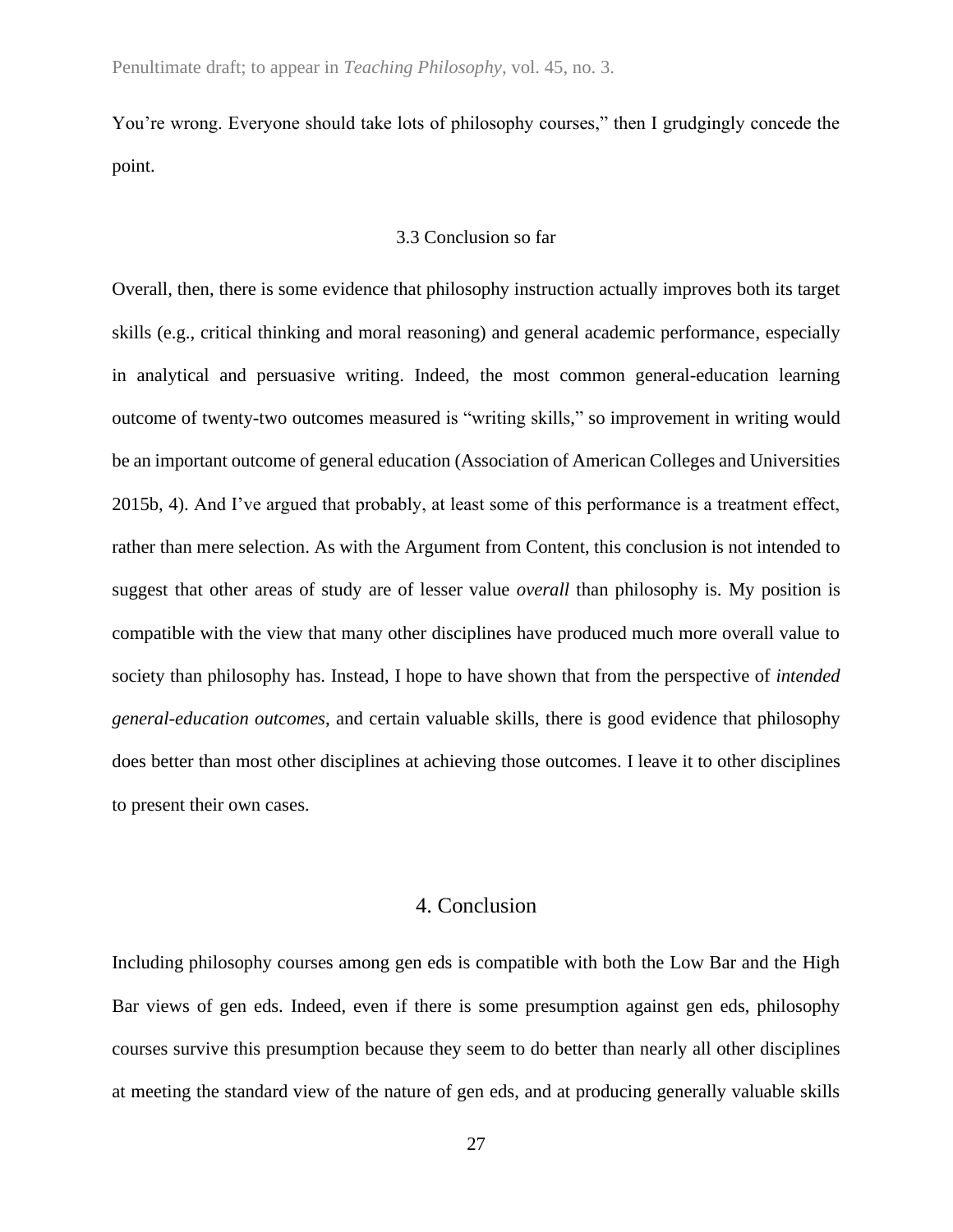You're wrong. Everyone should take lots of philosophy courses," then I grudgingly concede the point.

### 3.3 Conclusion so far

Overall, then, there is some evidence that philosophy instruction actually improves both its target skills (e.g., critical thinking and moral reasoning) and general academic performance, especially in analytical and persuasive writing. Indeed, the most common general-education learning outcome of twenty-two outcomes measured is "writing skills," so improvement in writing would be an important outcome of general education (Association of American Colleges and Universities 2015b, 4). And I've argued that probably, at least some of this performance is a treatment effect, rather than mere selection. As with the Argument from Content, this conclusion is not intended to suggest that other areas of study are of lesser value *overall* than philosophy is. My position is compatible with the view that many other disciplines have produced much more overall value to society than philosophy has. Instead, I hope to have shown that from the perspective of *intended general-education outcomes*, and certain valuable skills, there is good evidence that philosophy does better than most other disciplines at achieving those outcomes. I leave it to other disciplines to present their own cases.

## 4. Conclusion

Including philosophy courses among gen eds is compatible with both the Low Bar and the High Bar views of gen eds. Indeed, even if there is some presumption against gen eds, philosophy courses survive this presumption because they seem to do better than nearly all other disciplines at meeting the standard view of the nature of gen eds, and at producing generally valuable skills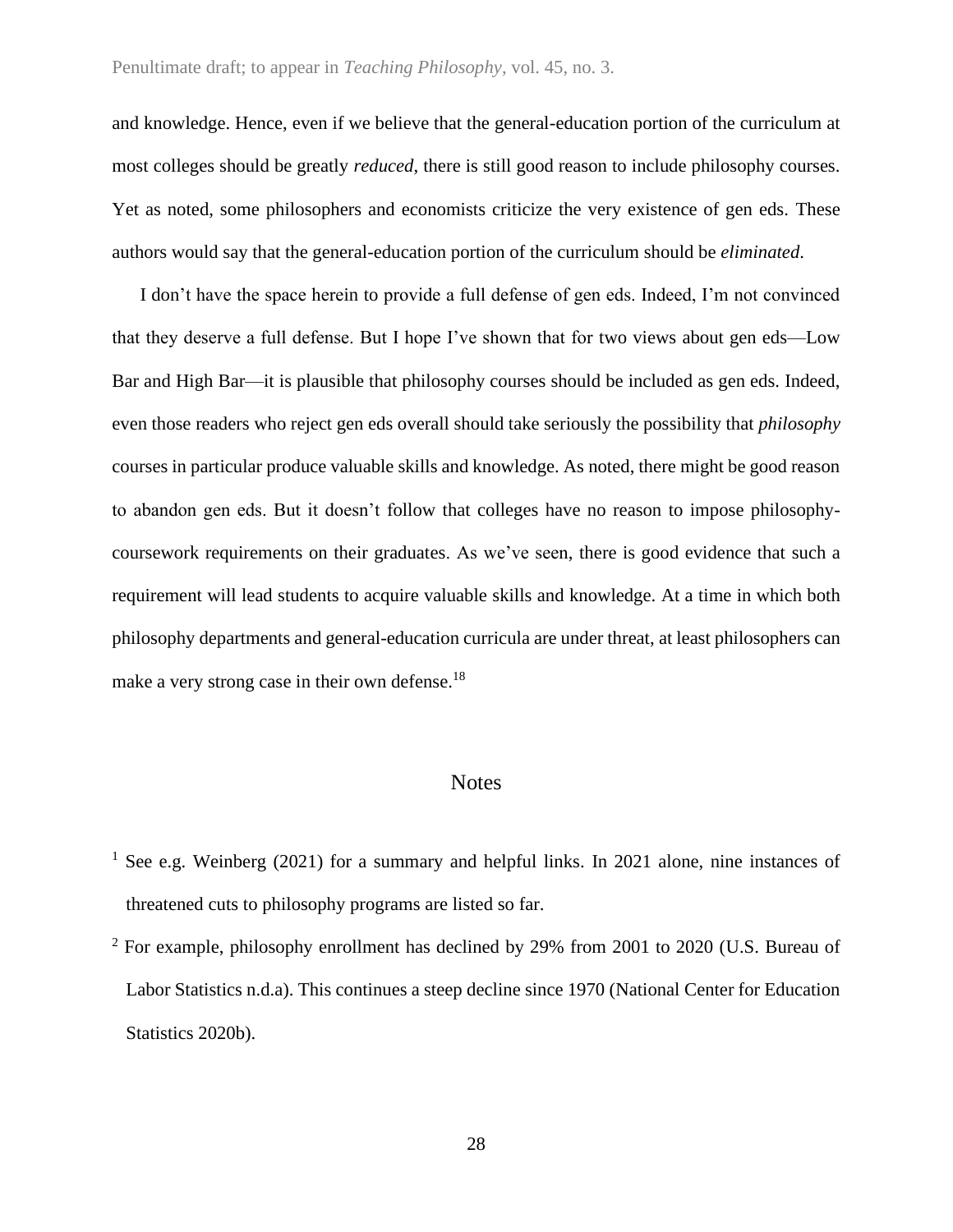and knowledge. Hence, even if we believe that the general-education portion of the curriculum at most colleges should be greatly *reduced*, there is still good reason to include philosophy courses. Yet as noted, some philosophers and economists criticize the very existence of gen eds. These authors would say that the general-education portion of the curriculum should be *eliminated*.

I don't have the space herein to provide a full defense of gen eds. Indeed, I'm not convinced that they deserve a full defense. But I hope I've shown that for two views about gen eds—Low Bar and High Bar—it is plausible that philosophy courses should be included as gen eds. Indeed, even those readers who reject gen eds overall should take seriously the possibility that *philosophy* courses in particular produce valuable skills and knowledge. As noted, there might be good reason to abandon gen eds. But it doesn't follow that colleges have no reason to impose philosophy-coursework requirements on their graduates. As we've seen, there is good evidence that such a requirement will lead students to acquire valuable skills and knowledge. At a time in which both philosophy departments and general-education curricula are under threat, at least philosophers can make a very strong case in their own defense.[18]

## Notes

[1] See e.g. Weinberg (2021) for a summary and helpful links. In 2021 alone, nine instances of threatened cuts to philosophy programs are listed so far.

[2] For example, philosophy enrollment has declined by 29% from 2001 to 2020 (U.S. Bureau of Labor Statistics n.d.a). This continues a steep decline since 1970 (National Center for Education Statistics 2020b).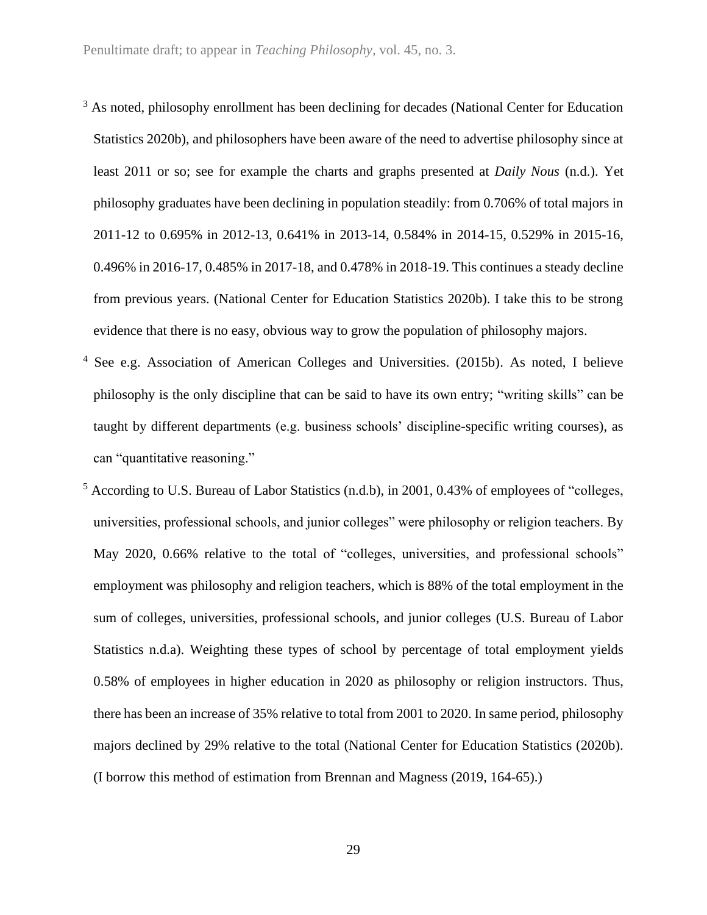[3] As noted, philosophy enrollment has been declining for decades (National Center for Education Statistics 2020b), and philosophers have been aware of the need to advertise philosophy since at least 2011 or so; see for example the charts and graphs presented at *Daily Nous* (n.d.). Yet philosophy graduates have been declining in population steadily: from 0.706% of total majors in 2011-12 to 0.695% in 2012-13, 0.641% in 2013-14, 0.584% in 2014-15, 0.529% in 2015-16, 0.496% in 2016-17, 0.485% in 2017-18, and 0.478% in 2018-19. This continues a steady decline from previous years. (National Center for Education Statistics 2020b). I take this to be strong evidence that there is no easy, obvious way to grow the population of philosophy majors.

[4] See e.g. Association of American Colleges and Universities. (2015b). As noted, I believe philosophy is the only discipline that can be said to have its own entry; "writing skills" can be taught by different departments (e.g. business schools' discipline-specific writing courses), as can "quantitative reasoning."

[5] According to U.S. Bureau of Labor Statistics (n.d.b), in 2001, 0.43% of employees of "colleges, universities, professional schools, and junior colleges" were philosophy or religion teachers. By May 2020, 0.66% relative to the total of "colleges, universities, and professional schools" employment was philosophy and religion teachers, which is 88% of the total employment in the sum of colleges, universities, professional schools, and junior colleges (U.S. Bureau of Labor Statistics n.d.a). Weighting these types of school by percentage of total employment yields 0.58% of employees in higher education in 2020 as philosophy or religion instructors. Thus, there has been an increase of 35% relative to total from 2001 to 2020. In same period, philosophy majors declined by 29% relative to the total (National Center for Education Statistics (2020b). (I borrow this method of estimation from Brennan and Magness (2019, 164-65).)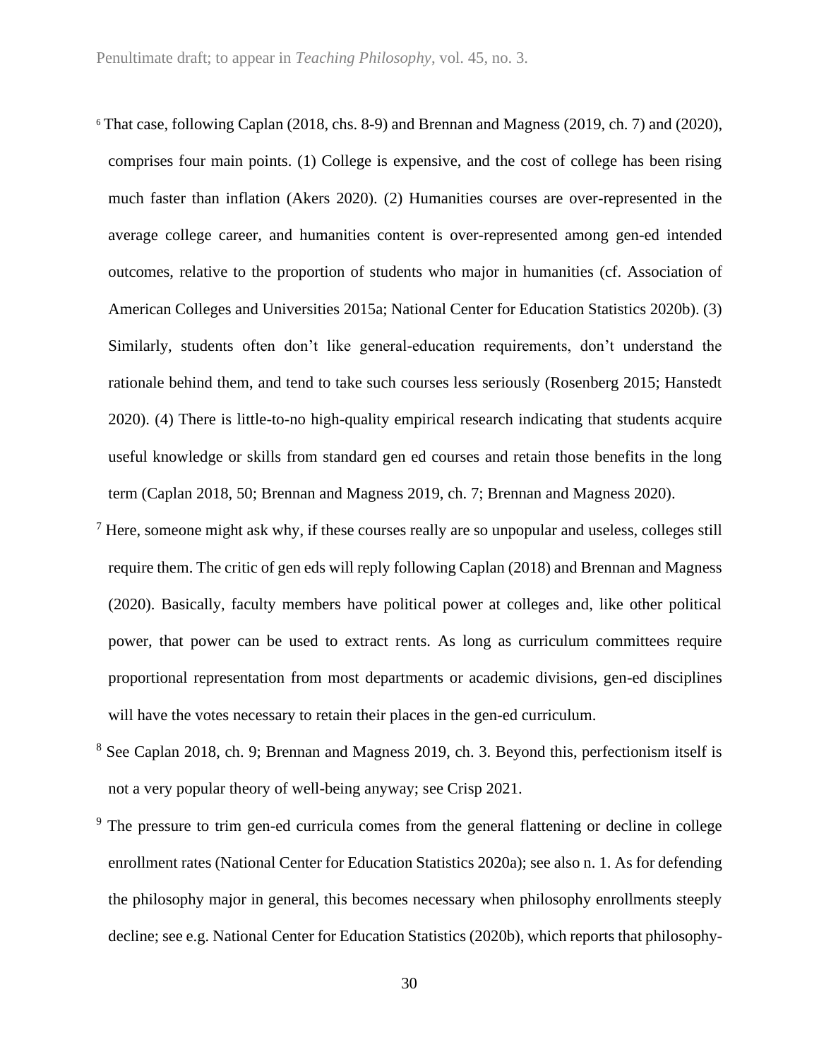[6] That case, following Caplan (2018, chs. 8-9) and Brennan and Magness (2019, ch. 7) and (2020), comprises four main points. (1) College is expensive, and the cost of college has been rising much faster than inflation (Akers 2020). (2) Humanities courses are over-represented in the average college career, and humanities content is over-represented among gen-ed intended outcomes, relative to the proportion of students who major in humanities (cf. Association of American Colleges and Universities 2015a; National Center for Education Statistics 2020b). (3) Similarly, students often don't like general-education requirements, don't understand the rationale behind them, and tend to take such courses less seriously (Rosenberg 2015; Hanstedt 2020). (4) There is little-to-no high-quality empirical research indicating that students acquire useful knowledge or skills from standard gen ed courses and retain those benefits in the long term (Caplan 2018, 50; Brennan and Magness 2019, ch. 7; Brennan and Magness 2020).

[7] Here, someone might ask why, if these courses really are so unpopular and useless, colleges still require them. The critic of gen eds will reply following Caplan (2018) and Brennan and Magness (2020). Basically, faculty members have political power at colleges and, like other political power, that power can be used to extract rents. As long as curriculum committees require proportional representation from most departments or academic divisions, gen-ed disciplines will have the votes necessary to retain their places in the gen-ed curriculum.

[8] See Caplan 2018, ch. 9; Brennan and Magness 2019, ch. 3. Beyond this, perfectionism itself is not a very popular theory of well-being anyway; see Crisp 2021.

[9] The pressure to trim gen-ed curricula comes from the general flattening or decline in college enrollment rates (National Center for Education Statistics 2020a); see also n. 1. As for defending the philosophy major in general, this becomes necessary when philosophy enrollments steeply decline; see e.g. National Center for Education Statistics (2020b), which reports that philosophy-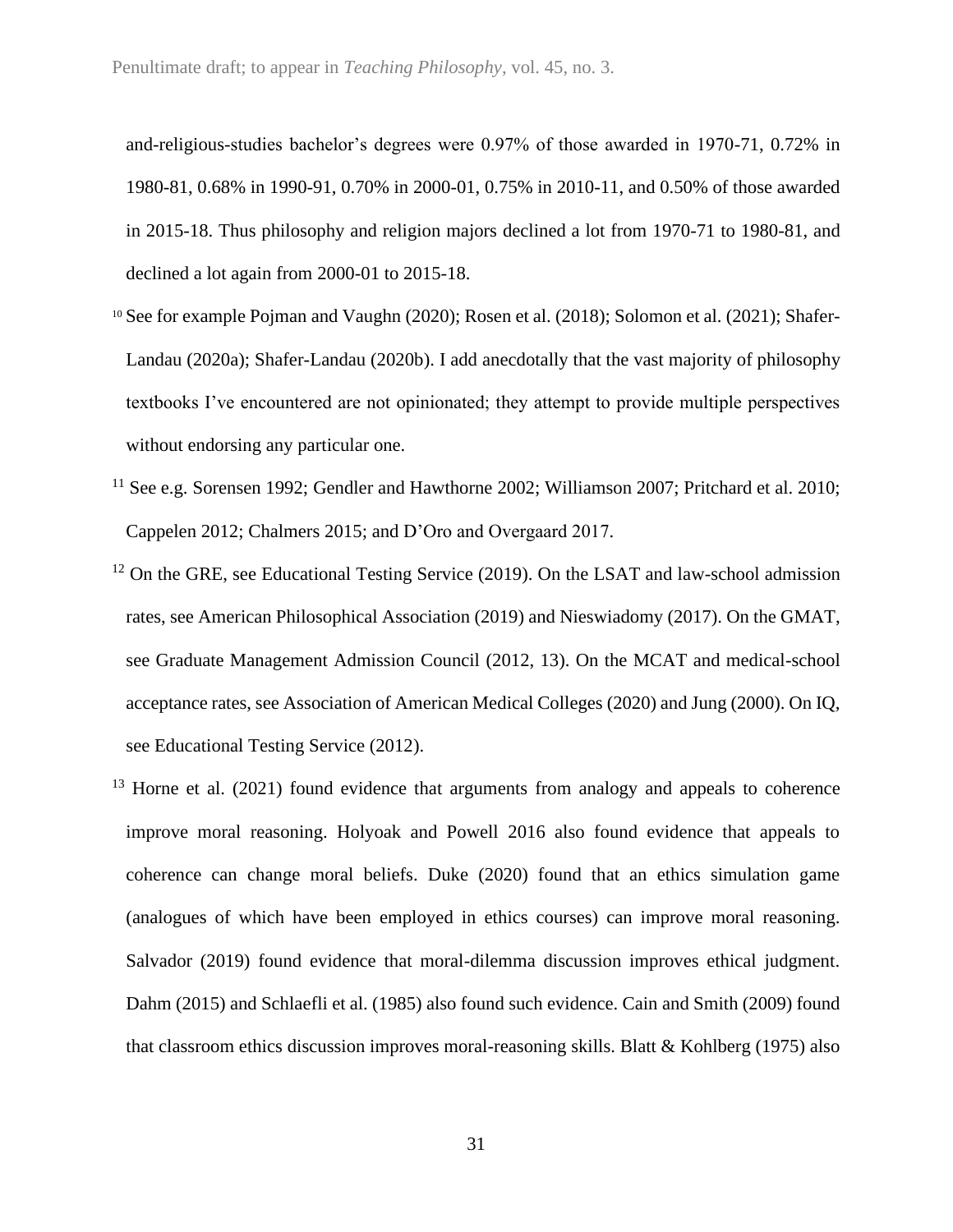and-religious-studies bachelor's degrees were 0.97% of those awarded in 1970-71, 0.72% in 1980-81, 0.68% in 1990-91, 0.70% in 2000-01, 0.75% in 2010-11, and 0.50% of those awarded in 2015-18. Thus philosophy and religion majors declined a lot from 1970-71 to 1980-81, and declined a lot again from 2000-01 to 2015-18.

[10] See for example Pojman and Vaughn (2020); Rosen et al. (2018); Solomon et al. (2021); Shafer-Landau (2020a); Shafer-Landau (2020b). I add anecdotally that the vast majority of philosophy textbooks I've encountered are not opinionated; they attempt to provide multiple perspectives without endorsing any particular one.

[11] See e.g. Sorensen 1992; Gendler and Hawthorne 2002; Williamson 2007; Pritchard et al. 2010; Cappelen 2012; Chalmers 2015; and D'Oro and Overgaard 2017.

[12] On the GRE, see Educational Testing Service (2019). On the LSAT and law-school admission rates, see American Philosophical Association (2019) and Nieswiadomy (2017). On the GMAT, see Graduate Management Admission Council (2012, 13). On the MCAT and medical-school acceptance rates, see Association of American Medical Colleges (2020) and Jung (2000). On IQ, see Educational Testing Service (2012).

[13] Horne et al. (2021) found evidence that arguments from analogy and appeals to coherence improve moral reasoning. Holyoak and Powell 2016 also found evidence that appeals to coherence can change moral beliefs. Duke (2020) found that an ethics simulation game (analogues of which have been employed in ethics courses) can improve moral reasoning. Salvador (2019) found evidence that moral-dilemma discussion improves ethical judgment. Dahm (2015) and Schlaefli et al. (1985) also found such evidence. Cain and Smith (2009) found that classroom ethics discussion improves moral-reasoning skills. Blatt & Kohlberg (1975) also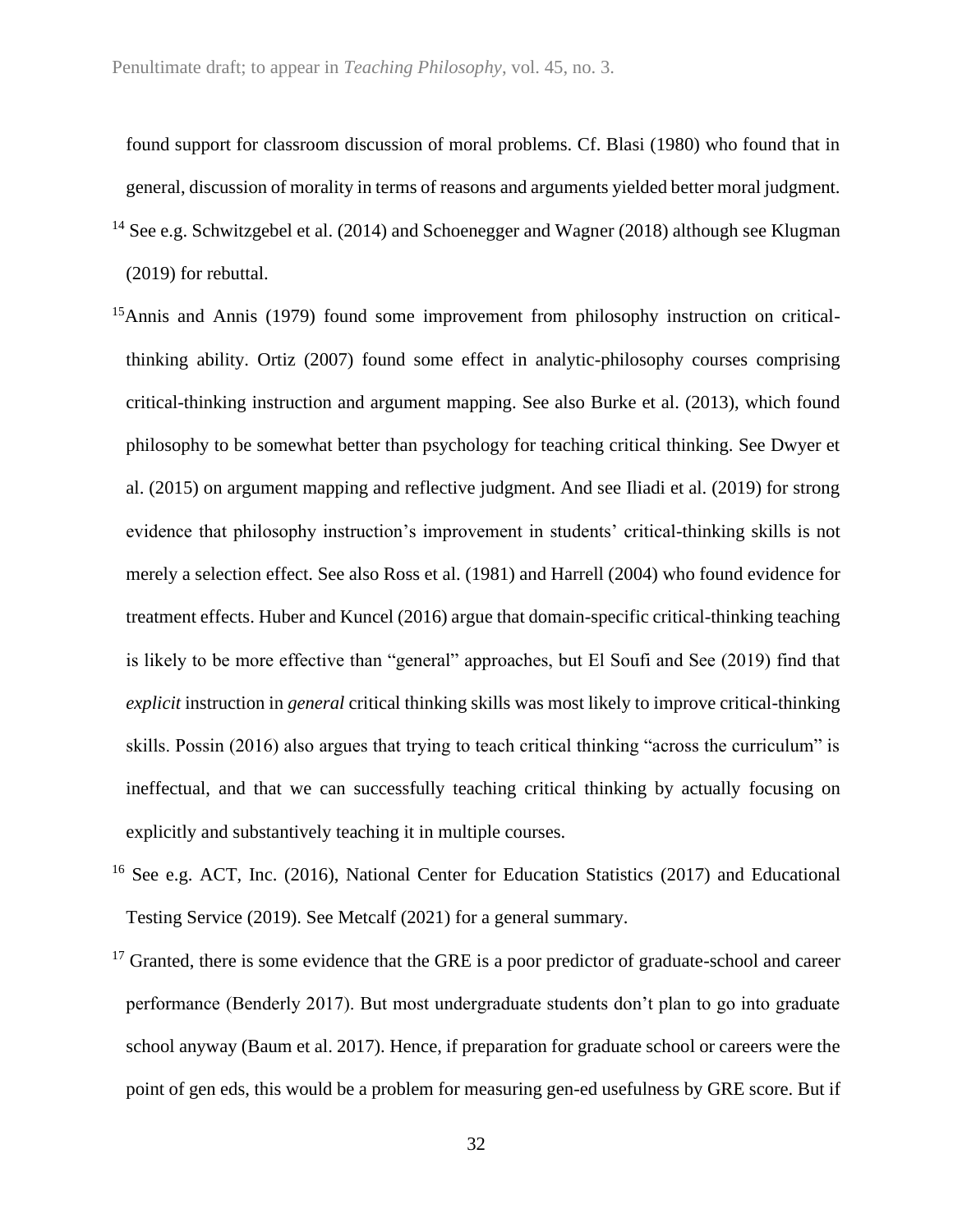found support for classroom discussion of moral problems. Cf. Blasi (1980) who found that in general, discussion of morality in terms of reasons and arguments yielded better moral judgment.

[14] See e.g. Schwitzgebel et al. (2014) and Schoenegger and Wagner (2018) although see Klugman (2019) for rebuttal.

[15]Annis and Annis (1979) found some improvement from philosophy instruction on critical-thinking ability. Ortiz (2007) found some effect in analytic-philosophy courses comprising critical-thinking instruction and argument mapping. See also Burke et al. (2013), which found philosophy to be somewhat better than psychology for teaching critical thinking. See Dwyer et al. (2015) on argument mapping and reflective judgment. And see Iliadi et al. (2019) for strong evidence that philosophy instruction's improvement in students' critical-thinking skills is not merely a selection effect. See also Ross et al. (1981) and Harrell (2004) who found evidence for treatment effects. Huber and Kuncel (2016) argue that domain-specific critical-thinking teaching is likely to be more effective than "general" approaches, but El Soufi and See (2019) find that *explicit* instruction in *general* critical thinking skills was most likely to improve critical-thinking skills. Possin (2016) also argues that trying to teach critical thinking "across the curriculum" is ineffectual, and that we can successfully teaching critical thinking by actually focusing on explicitly and substantively teaching it in multiple courses.

[16] See e.g. ACT, Inc. (2016), National Center for Education Statistics (2017) and Educational Testing Service (2019). See Metcalf (2021) for a general summary.

[17] Granted, there is some evidence that the GRE is a poor predictor of graduate-school and career performance (Benderly 2017). But most undergraduate students don't plan to go into graduate school anyway (Baum et al. 2017). Hence, if preparation for graduate school or careers were the point of gen eds, this would be a problem for measuring gen-ed usefulness by GRE score. But if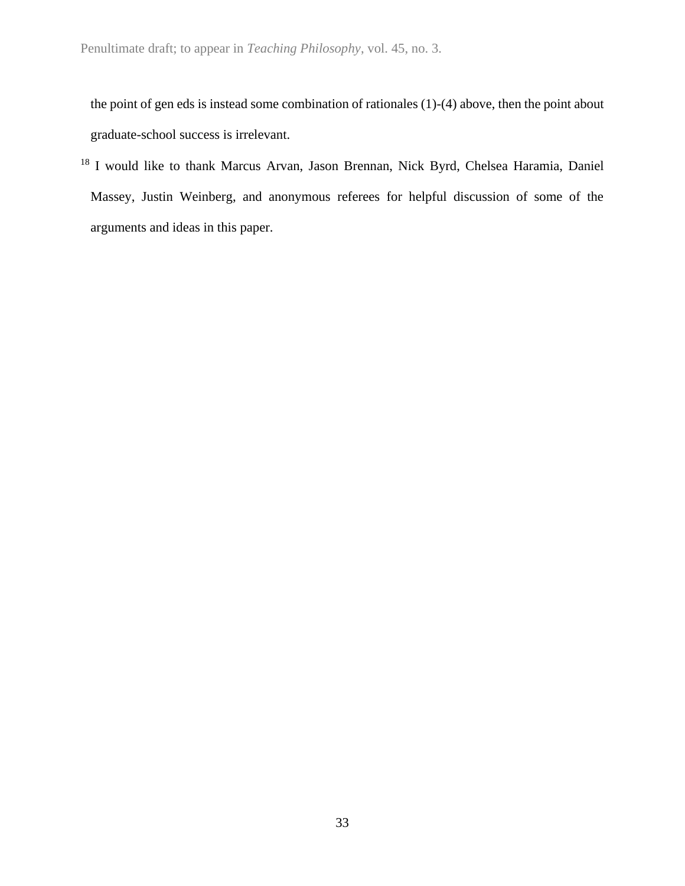the point of gen eds is instead some combination of rationales (1)-(4) above, then the point about graduate-school success is irrelevant.

[18] I would like to thank Marcus Arvan, Jason Brennan, Nick Byrd, Chelsea Haramia, Daniel Massey, Justin Weinberg, and anonymous referees for helpful discussion of some of the arguments and ideas in this paper.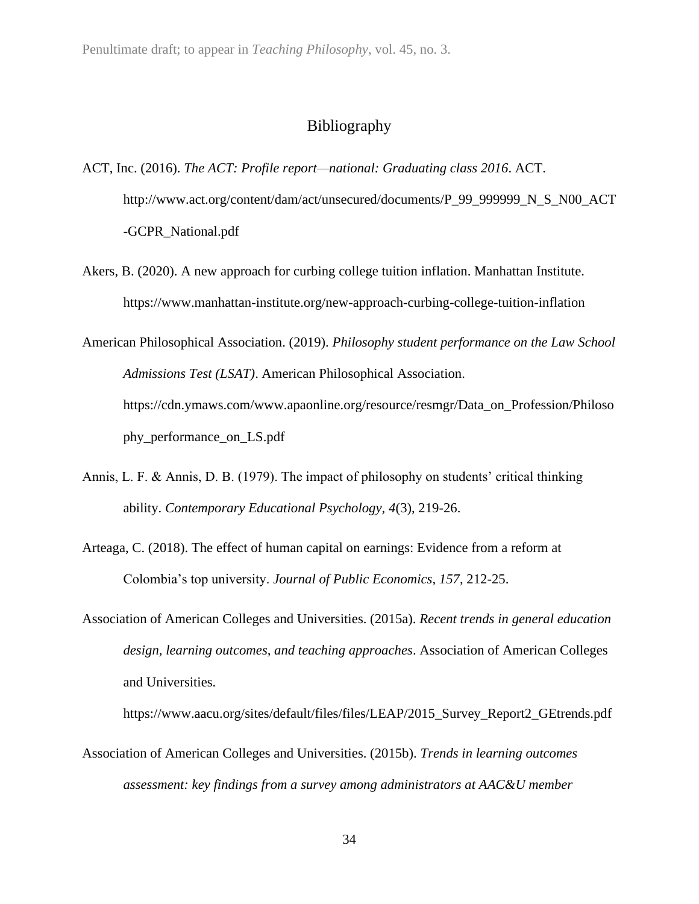## Bibliography

ACT, Inc. (2016). *The ACT: Profile report—national: Graduating class 2016*. ACT. http://www.act.org/content/dam/act/unsecured/documents/P_99_999999_N_S_N00_ACT-GCPR_National.pdf

Akers, B. (2020). A new approach for curbing college tuition inflation. Manhattan Institute. https://www.manhattan-institute.org/new-approach-curbing-college-tuition-inflation

American Philosophical Association. (2019). *Philosophy student performance on the Law School Admissions Test (LSAT)*. American Philosophical Association. https://cdn.ymaws.com/www.apaonline.org/resource/resmgr/Data_on_Profession/Philosophy_performance_on_LS.pdf

Annis, L. F. & Annis, D. B. (1979). The impact of philosophy on students' critical thinking ability. *Contemporary Educational Psychology, 4*(3), 219-26.

Arteaga, C. (2018). The effect of human capital on earnings: Evidence from a reform at Colombia's top university. *Journal of Public Economics, 157*, 212-25.

Association of American Colleges and Universities. (2015a). *Recent trends in general education design, learning outcomes, and teaching approaches*. Association of American Colleges and Universities. https://www.aacu.org/sites/default/files/files/LEAP/2015_Survey_Report2_GEtrends.pdf

Association of American Colleges and Universities. (2015b). *Trends in learning outcomes assessment: key findings from a survey among administrators at AAC&U member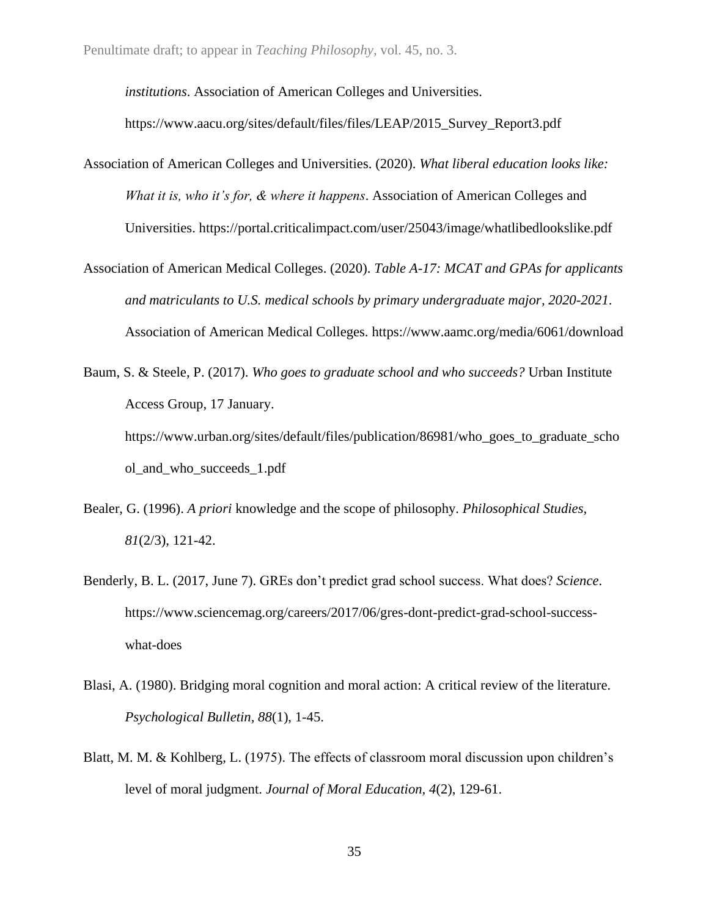*institutions*. Association of American Colleges and Universities. https://www.aacu.org/sites/default/files/files/LEAP/2015_Survey_Report3.pdf

Association of American Colleges and Universities. (2020). *What liberal education looks like: What it is, who it's for, & where it happens*. Association of American Colleges and Universities. https://portal.criticalimpact.com/user/25043/image/whatlibedlookslike.pdf

Association of American Medical Colleges. (2020). *Table A-17: MCAT and GPAs for applicants and matriculants to U.S. medical schools by primary undergraduate major, 2020-2021*. Association of American Medical Colleges. https://www.aamc.org/media/6061/download

Baum, S. & Steele, P. (2017). *Who goes to graduate school and who succeeds?* Urban Institute Access Group, 17 January. https://www.urban.org/sites/default/files/publication/86981/who_goes_to_graduate_school_and_who_succeeds_1.pdf

Bealer, G. (1996). *A priori* knowledge and the scope of philosophy. *Philosophical Studies*, *81*(2/3), 121-42.

Benderly, B. L. (2017, June 7). GREs don't predict grad school success. What does? *Science*. https://www.sciencemag.org/careers/2017/06/gres-dont-predict-grad-school-success-what-does

Blasi, A. (1980). Bridging moral cognition and moral action: A critical review of the literature. *Psychological Bulletin*, *88*(1), 1-45.

Blatt, M. M. & Kohlberg, L. (1975). The effects of classroom moral discussion upon children's level of moral judgment. *Journal of Moral Education*, *4*(2), 129-61.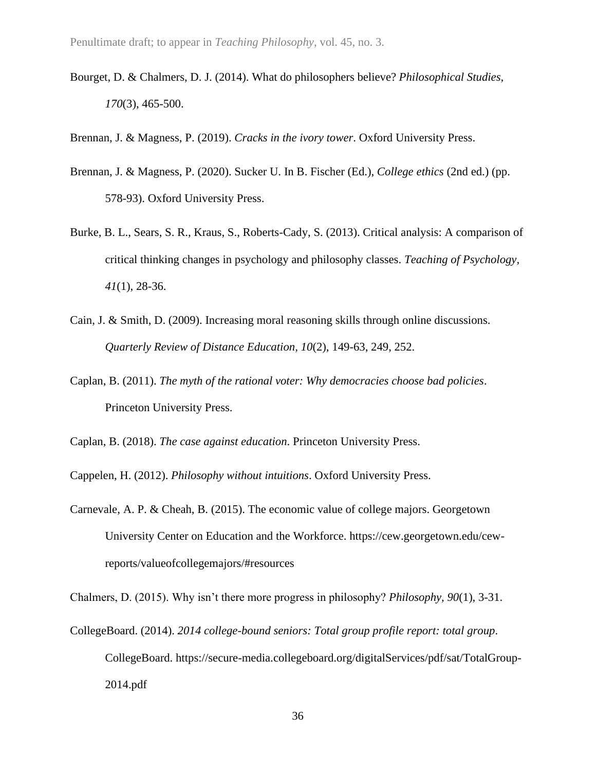Bourget, D. & Chalmers, D. J. (2014). What do philosophers believe? *Philosophical Studies, 170*(3), 465-500.

Brennan, J. & Magness, P. (2019). *Cracks in the ivory tower*. Oxford University Press.

Brennan, J. & Magness, P. (2020). Sucker U. In B. Fischer (Ed.), *College ethics* (2nd ed.) (pp. 578-93). Oxford University Press.

Burke, B. L., Sears, S. R., Kraus, S., Roberts-Cady, S. (2013). Critical analysis: A comparison of critical thinking changes in psychology and philosophy classes. *Teaching of Psychology, 41*(1), 28-36.

Cain, J. & Smith, D. (2009). Increasing moral reasoning skills through online discussions. *Quarterly Review of Distance Education, 10*(2), 149-63, 249, 252.

Caplan, B. (2011). *The myth of the rational voter: Why democracies choose bad policies*. Princeton University Press.

Caplan, B. (2018). *The case against education*. Princeton University Press.

Cappelen, H. (2012). *Philosophy without intuitions*. Oxford University Press.

Carnevale, A. P. & Cheah, B. (2015). The economic value of college majors. Georgetown University Center on Education and the Workforce. https://cew.georgetown.edu/cew-reports/valueofcollegemajors/#resources

Chalmers, D. (2015). Why isn't there more progress in philosophy? *Philosophy, 90*(1), 3-31.

CollegeBoard. (2014). *2014 college-bound seniors: Total group profile report: total group*. CollegeBoard. https://secure-media.collegeboard.org/digitalServices/pdf/sat/TotalGroup-2014.pdf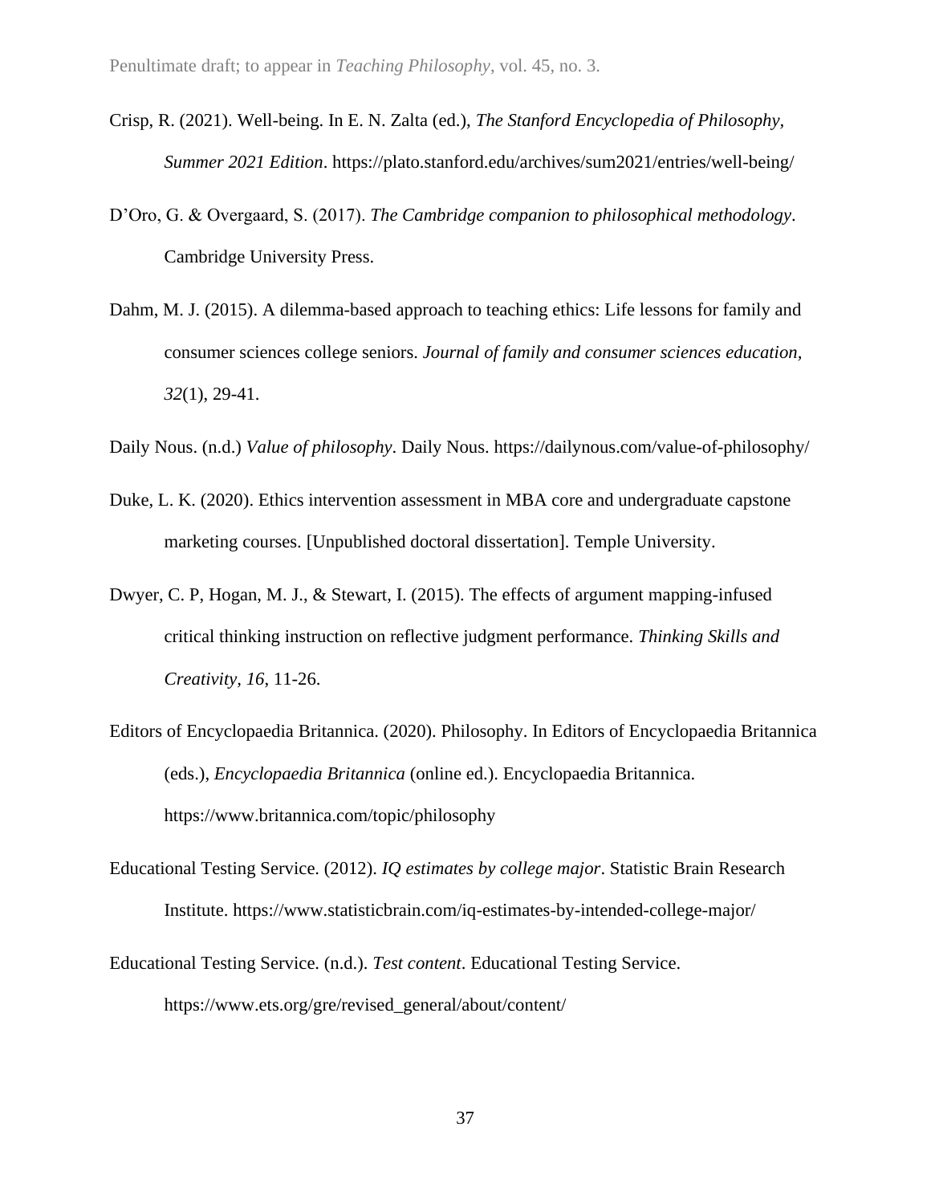Crisp, R. (2021). Well-being. In E. N. Zalta (ed.), *The Stanford Encyclopedia of Philosophy, Summer 2021 Edition*. https://plato.stanford.edu/archives/sum2021/entries/well-being/

D'Oro, G. & Overgaard, S. (2017). *The Cambridge companion to philosophical methodology*. Cambridge University Press.

Dahm, M. J. (2015). A dilemma-based approach to teaching ethics: Life lessons for family and consumer sciences college seniors. *Journal of family and consumer sciences education*, *32*(1), 29-41.

Daily Nous. (n.d.) *Value of philosophy*. Daily Nous. https://dailynous.com/value-of-philosophy/

Duke, L. K. (2020). Ethics intervention assessment in MBA core and undergraduate capstone marketing courses. [Unpublished doctoral dissertation]. Temple University.

Dwyer, C. P, Hogan, M. J., & Stewart, I. (2015). The effects of argument mapping-infused critical thinking instruction on reflective judgment performance. *Thinking Skills and Creativity*, *16*, 11-26.

Editors of Encyclopaedia Britannica. (2020). Philosophy. In Editors of Encyclopaedia Britannica (eds.), *Encyclopaedia Britannica* (online ed.). Encyclopaedia Britannica. https://www.britannica.com/topic/philosophy

Educational Testing Service. (2012). *IQ estimates by college major*. Statistic Brain Research Institute. https://www.statisticbrain.com/iq-estimates-by-intended-college-major/

Educational Testing Service. (n.d.). *Test content*. Educational Testing Service. https://www.ets.org/gre/revised_general/about/content/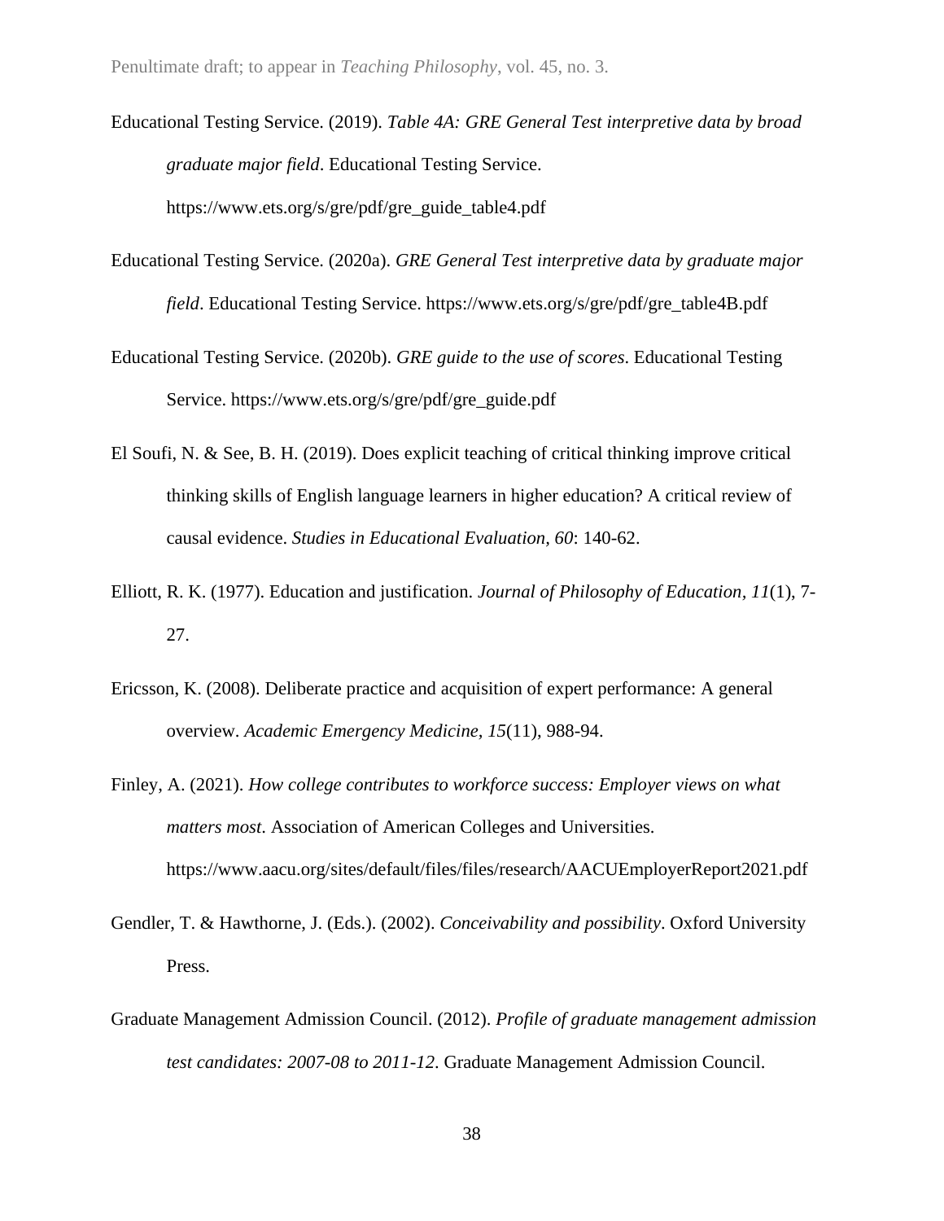Educational Testing Service. (2019). *Table 4A: GRE General Test interpretive data by broad graduate major field*. Educational Testing Service. https://www.ets.org/s/gre/pdf/gre_guide_table4.pdf

Educational Testing Service. (2020a). *GRE General Test interpretive data by graduate major field*. Educational Testing Service. https://www.ets.org/s/gre/pdf/gre_table4B.pdf

Educational Testing Service. (2020b). *GRE guide to the use of scores*. Educational Testing Service. https://www.ets.org/s/gre/pdf/gre_guide.pdf

El Soufi, N. & See, B. H. (2019). Does explicit teaching of critical thinking improve critical thinking skills of English language learners in higher education? A critical review of causal evidence. *Studies in Educational Evaluation, 60*: 140-62.

Elliott, R. K. (1977). Education and justification. *Journal of Philosophy of Education, 11*(1), 7-27.

Ericsson, K. (2008). Deliberate practice and acquisition of expert performance: A general overview. *Academic Emergency Medicine, 15*(11), 988-94.

Finley, A. (2021). *How college contributes to workforce success: Employer views on what matters most*. Association of American Colleges and Universities. https://www.aacu.org/sites/default/files/files/research/AACUEmployerReport2021.pdf

Gendler, T. & Hawthorne, J. (Eds.). (2002). *Conceivability and possibility*. Oxford University Press.

Graduate Management Admission Council. (2012). *Profile of graduate management admission test candidates: 2007-08 to 2011-12*. Graduate Management Admission Council.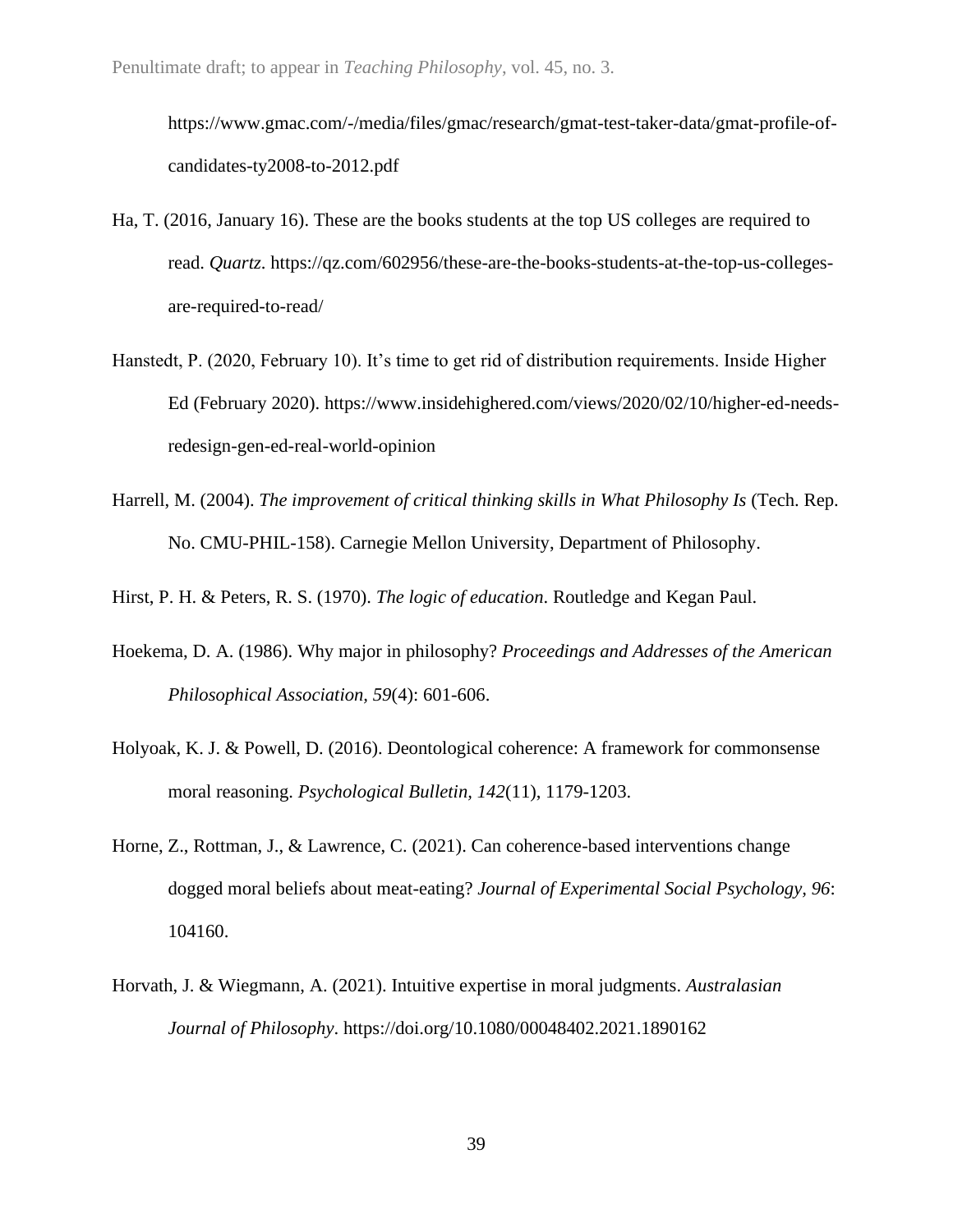https://www.gmac.com/-/media/files/gmac/research/gmat-test-taker-data/gmat-profile-of-candidates-ty2008-to-2012.pdf

Ha, T. (2016, January 16). These are the books students at the top US colleges are required to read. *Quartz*. https://qz.com/602956/these-are-the-books-students-at-the-top-us-colleges-are-required-to-read/

Hanstedt, P. (2020, February 10). It's time to get rid of distribution requirements. Inside Higher Ed (February 2020). https://www.insidehighered.com/views/2020/02/10/higher-ed-needs-redesign-gen-ed-real-world-opinion

Harrell, M. (2004). *The improvement of critical thinking skills in What Philosophy Is* (Tech. Rep. No. CMU-PHIL-158). Carnegie Mellon University, Department of Philosophy.

Hirst, P. H. & Peters, R. S. (1970). *The logic of education*. Routledge and Kegan Paul.

Hoekema, D. A. (1986). Why major in philosophy? *Proceedings and Addresses of the American Philosophical Association, 59*(4): 601-606.

Holyoak, K. J. & Powell, D. (2016). Deontological coherence: A framework for commonsense moral reasoning. *Psychological Bulletin, 142*(11), 1179-1203.

Horne, Z., Rottman, J., & Lawrence, C. (2021). Can coherence-based interventions change dogged moral beliefs about meat-eating? *Journal of Experimental Social Psychology, 96*: 104160.

Horvath, J. & Wiegmann, A. (2021). Intuitive expertise in moral judgments. *Australasian Journal of Philosophy*. https://doi.org/10.1080/00048402.2021.1890162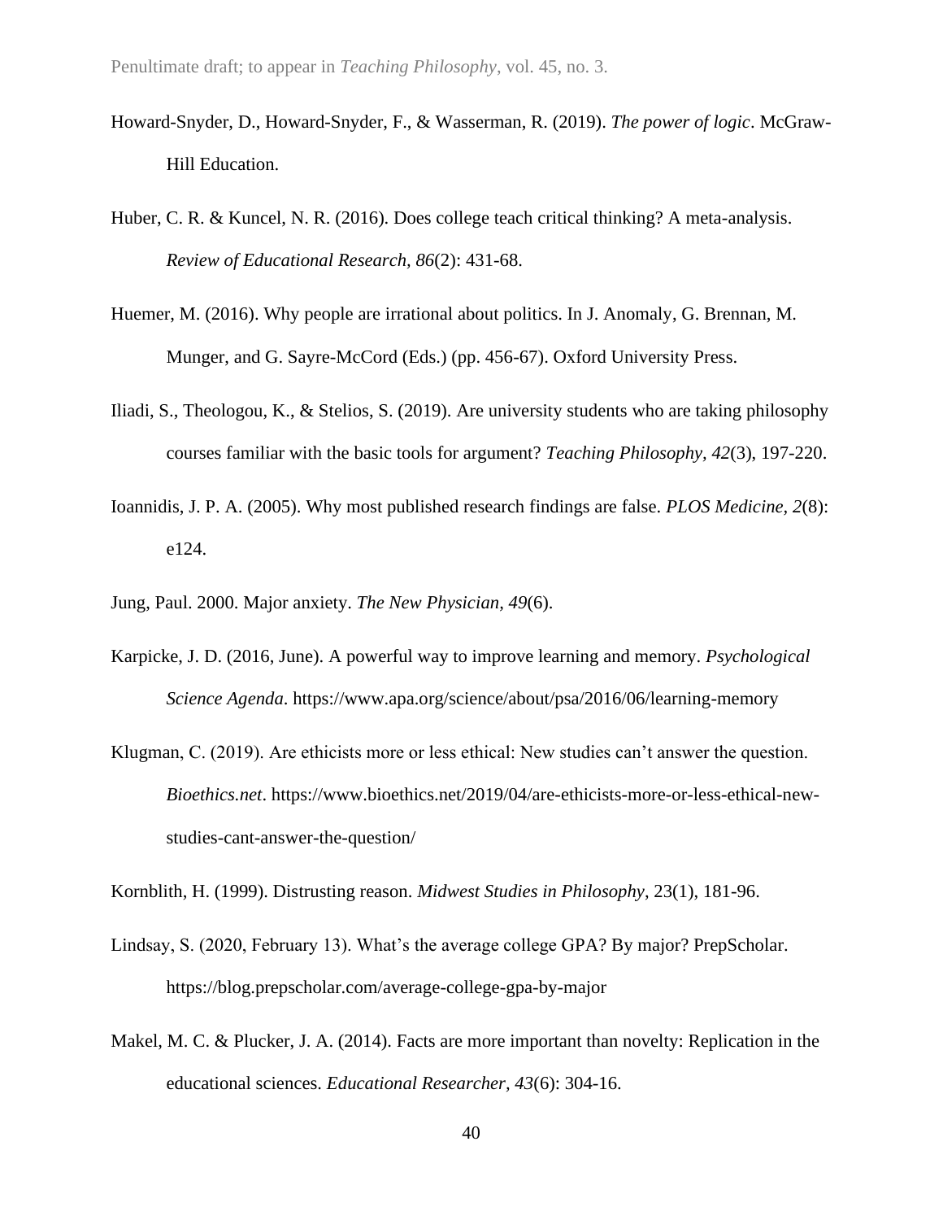Howard-Snyder, D., Howard-Snyder, F., & Wasserman, R. (2019). *The power of logic*. McGraw-Hill Education.

Huber, C. R. & Kuncel, N. R. (2016). Does college teach critical thinking? A meta-analysis. *Review of Educational Research, 86*(2): 431-68.

Huemer, M. (2016). Why people are irrational about politics. In J. Anomaly, G. Brennan, M. Munger, and G. Sayre-McCord (Eds.) (pp. 456-67). Oxford University Press.

Iliadi, S., Theologou, K., & Stelios, S. (2019). Are university students who are taking philosophy courses familiar with the basic tools for argument? *Teaching Philosophy*, *42*(3), 197-220.

Ioannidis, J. P. A. (2005). Why most published research findings are false. *PLOS Medicine, 2*(8): e124.

Jung, Paul. 2000. Major anxiety. *The New Physician*, *49*(6).

Karpicke, J. D. (2016, June). A powerful way to improve learning and memory. *Psychological Science Agenda*. https://www.apa.org/science/about/psa/2016/06/learning-memory

Klugman, C. (2019). Are ethicists more or less ethical: New studies can't answer the question. *Bioethics.net*. https://www.bioethics.net/2019/04/are-ethicists-more-or-less-ethical-new-studies-cant-answer-the-question/

Kornblith, H. (1999). Distrusting reason. *Midwest Studies in Philosophy*, 23(1), 181-96.

Lindsay, S. (2020, February 13). What's the average college GPA? By major? PrepScholar. https://blog.prepscholar.com/average-college-gpa-by-major

Makel, M. C. & Plucker, J. A. (2014). Facts are more important than novelty: Replication in the educational sciences. *Educational Researcher*, *43*(6): 304-16.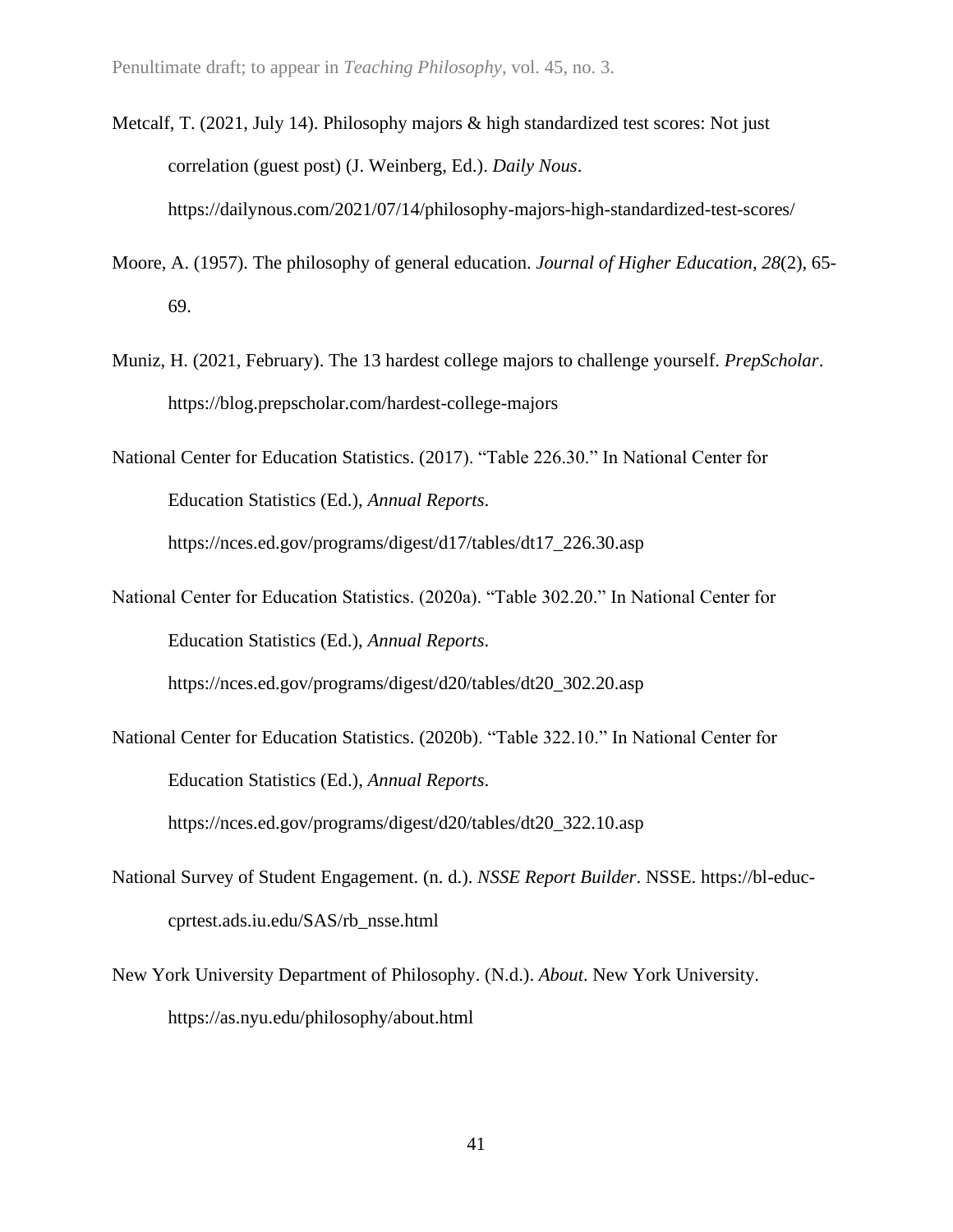Metcalf, T. (2021, July 14). Philosophy majors & high standardized test scores: Not just correlation (guest post) (J. Weinberg, Ed.). *Daily Nous*. https://dailynous.com/2021/07/14/philosophy-majors-high-standardized-test-scores/

Moore, A. (1957). The philosophy of general education. *Journal of Higher Education, 28*(2), 65-69.

Muniz, H. (2021, February). The 13 hardest college majors to challenge yourself. *PrepScholar*. https://blog.prepscholar.com/hardest-college-majors

National Center for Education Statistics. (2017). "Table 226.30." In National Center for Education Statistics (Ed.), *Annual Reports*. https://nces.ed.gov/programs/digest/d17/tables/dt17_226.30.asp

National Center for Education Statistics. (2020a). "Table 302.20." In National Center for Education Statistics (Ed.), *Annual Reports*. https://nces.ed.gov/programs/digest/d20/tables/dt20_302.20.asp

National Center for Education Statistics. (2020b). "Table 322.10." In National Center for Education Statistics (Ed.), *Annual Reports*. https://nces.ed.gov/programs/digest/d20/tables/dt20_322.10.asp

National Survey of Student Engagement. (n. d.). *NSSE Report Builder*. NSSE. https://bl-educ-cprtest.ads.iu.edu/SAS/rb_nsse.html

New York University Department of Philosophy. (N.d.). *About*. New York University. https://as.nyu.edu/philosophy/about.html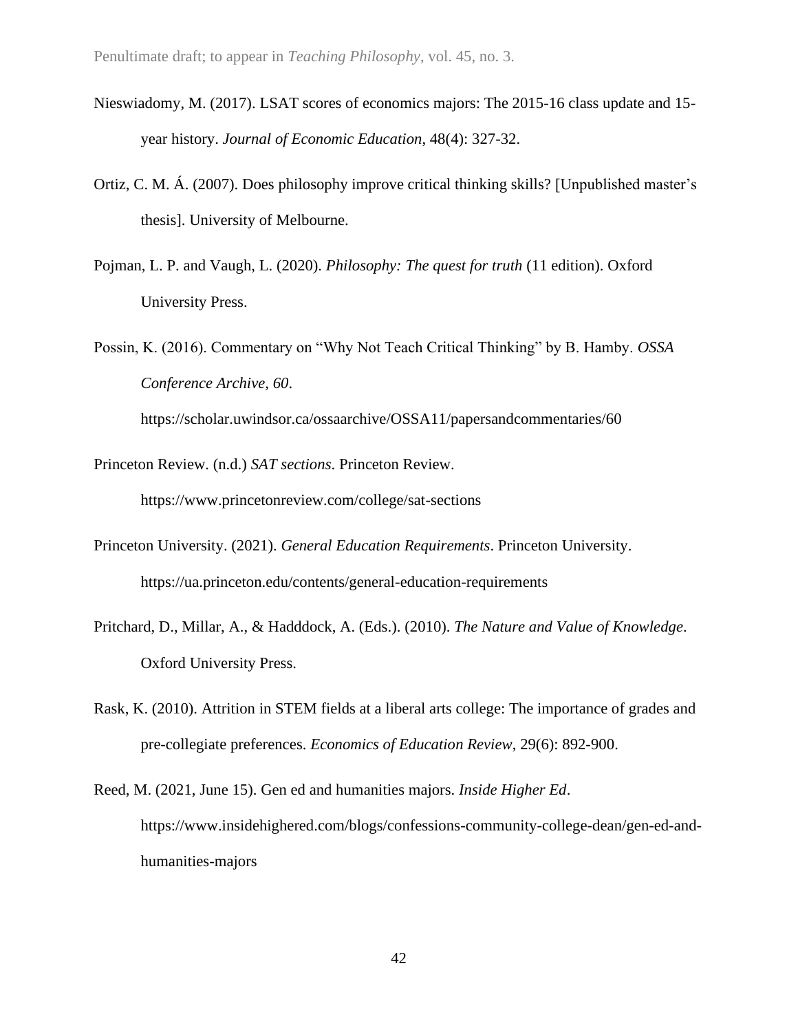Nieswiadomy, M. (2017). LSAT scores of economics majors: The 2015-16 class update and 15-year history. *Journal of Economic Education*, 48(4): 327-32.

Ortiz, C. M. Á. (2007). Does philosophy improve critical thinking skills? [Unpublished master's thesis]. University of Melbourne.

Pojman, L. P. and Vaugh, L. (2020). *Philosophy: The quest for truth* (11 edition). Oxford University Press.

Possin, K. (2016). Commentary on "Why Not Teach Critical Thinking" by B. Hamby. *OSSA Conference Archive, 60*. https://scholar.uwindsor.ca/ossaarchive/OSSA11/papersandcommentaries/60

Princeton Review. (n.d.) *SAT sections*. Princeton Review. https://www.princetonreview.com/college/sat-sections

Princeton University. (2021). *General Education Requirements*. Princeton University. https://ua.princeton.edu/contents/general-education-requirements

Pritchard, D., Millar, A., & Hadddock, A. (Eds.). (2010). *The Nature and Value of Knowledge*. Oxford University Press.

Rask, K. (2010). Attrition in STEM fields at a liberal arts college: The importance of grades and pre-collegiate preferences. *Economics of Education Review*, 29(6): 892-900.

Reed, M. (2021, June 15). Gen ed and humanities majors. *Inside Higher Ed*. https://www.insidehighered.com/blogs/confessions-community-college-dean/gen-ed-and-humanities-majors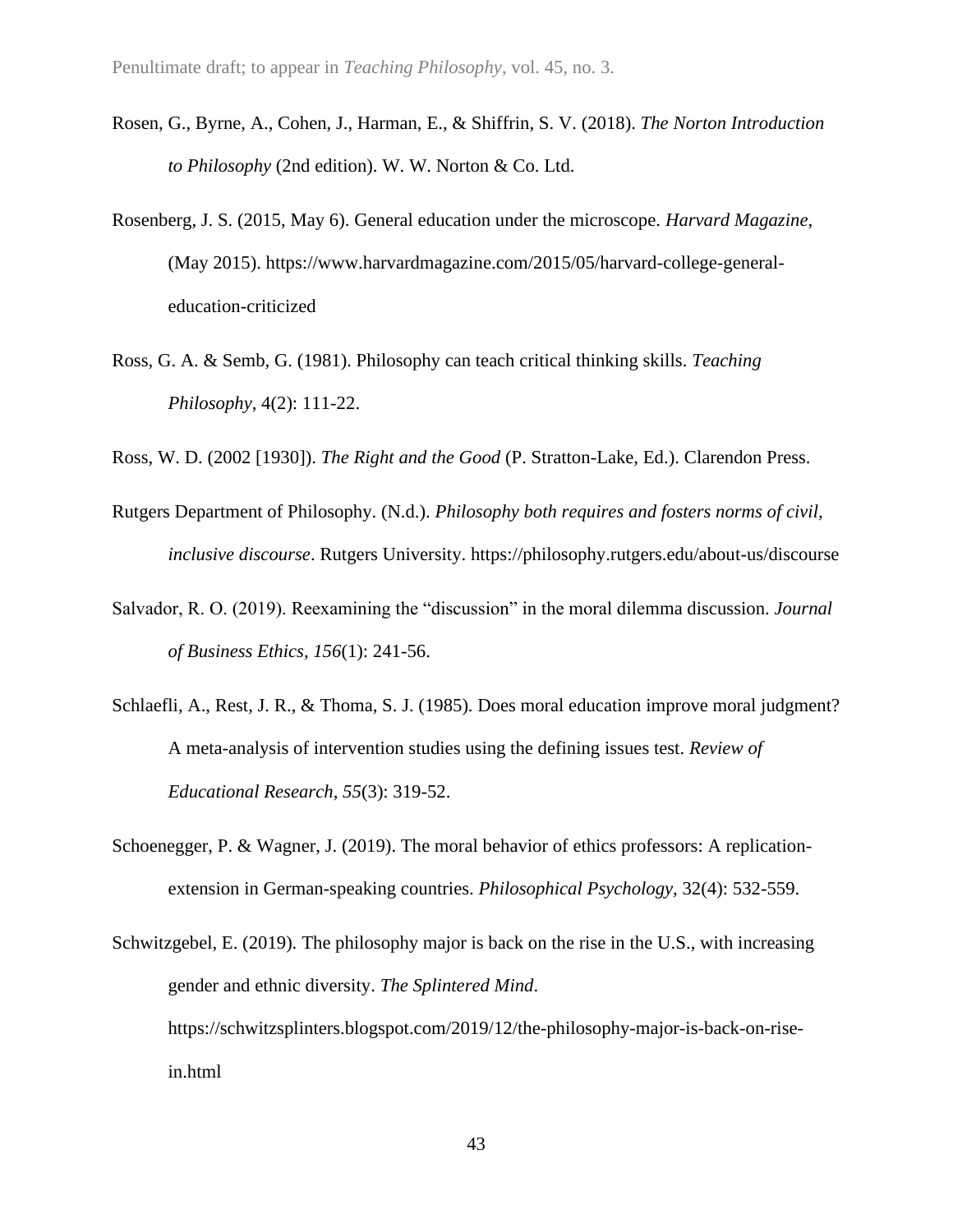Rosen, G., Byrne, A., Cohen, J., Harman, E., & Shiffrin, S. V. (2018). *The Norton Introduction to Philosophy* (2nd edition). W. W. Norton & Co. Ltd.

Rosenberg, J. S. (2015, May 6). General education under the microscope. *Harvard Magazine*, (May 2015). https://www.harvardmagazine.com/2015/05/harvard-college-general-education-criticized

Ross, G. A. & Semb, G. (1981). Philosophy can teach critical thinking skills. *Teaching Philosophy*, 4(2): 111-22.

Ross, W. D. (2002 [1930]). *The Right and the Good* (P. Stratton-Lake, Ed.). Clarendon Press.

Rutgers Department of Philosophy. (N.d.). *Philosophy both requires and fosters norms of civil, inclusive discourse*. Rutgers University. https://philosophy.rutgers.edu/about-us/discourse

Salvador, R. O. (2019). Reexamining the "discussion" in the moral dilemma discussion. *Journal of Business Ethics, 156*(1): 241-56.

Schlaefli, A., Rest, J. R., & Thoma, S. J. (1985). Does moral education improve moral judgment? A meta-analysis of intervention studies using the defining issues test. *Review of Educational Research, 55*(3): 319-52.

Schoenegger, P. & Wagner, J. (2019). The moral behavior of ethics professors: A replication-extension in German-speaking countries. *Philosophical Psychology*, 32(4): 532-559.

Schwitzgebel, E. (2019). The philosophy major is back on the rise in the U.S., with increasing gender and ethnic diversity. *The Splintered Mind*. https://schwitzsplinters.blogspot.com/2019/12/the-philosophy-major-is-back-on-rise-in.html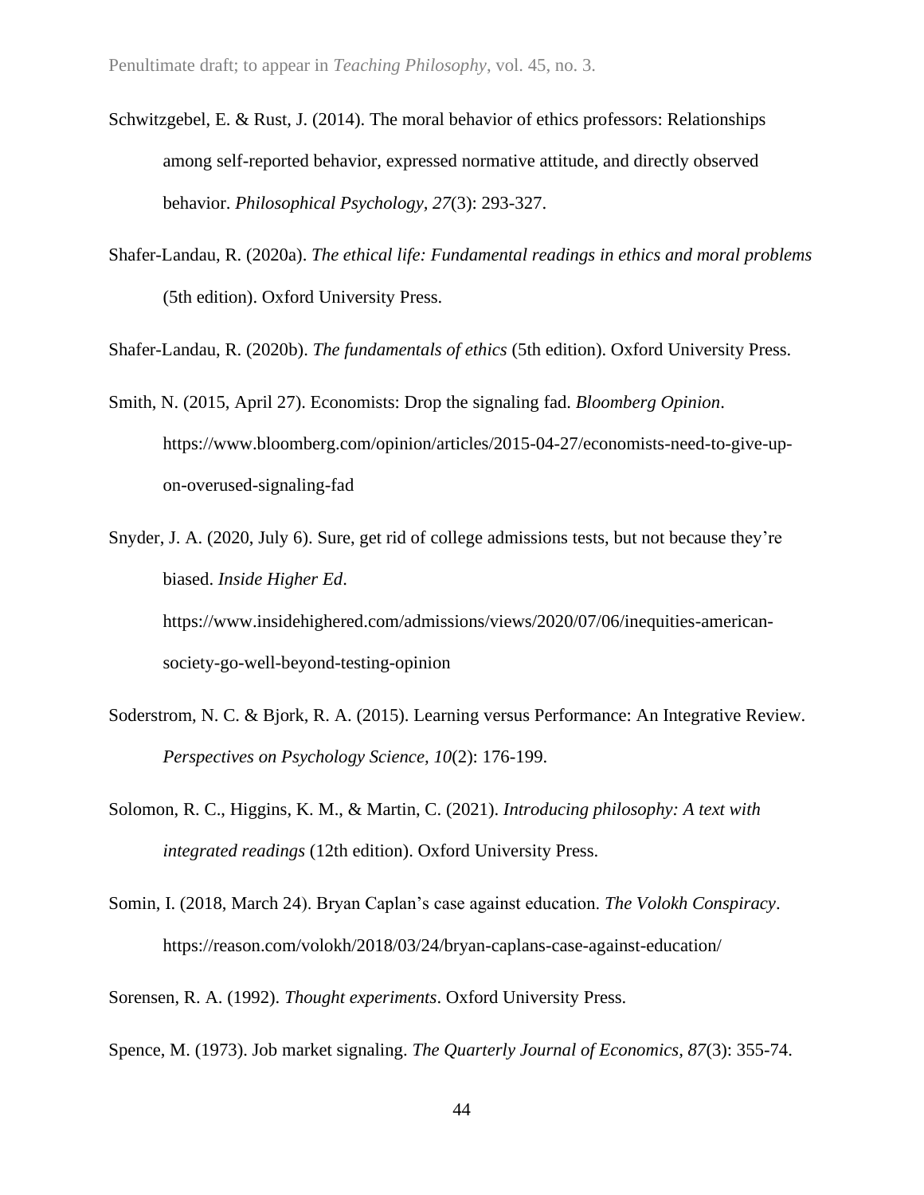Schwitzgebel, E. & Rust, J. (2014). The moral behavior of ethics professors: Relationships among self-reported behavior, expressed normative attitude, and directly observed behavior. *Philosophical Psychology*, *27*(3): 293-327.

Shafer-Landau, R. (2020a). *The ethical life: Fundamental readings in ethics and moral problems* (5th edition). Oxford University Press.

Shafer-Landau, R. (2020b). *The fundamentals of ethics* (5th edition). Oxford University Press.

Smith, N. (2015, April 27). Economists: Drop the signaling fad. *Bloomberg Opinion*. https://www.bloomberg.com/opinion/articles/2015-04-27/economists-need-to-give-up-on-overused-signaling-fad

Snyder, J. A. (2020, July 6). Sure, get rid of college admissions tests, but not because they're biased. *Inside Higher Ed*. https://www.insidehighered.com/admissions/views/2020/07/06/inequities-american-society-go-well-beyond-testing-opinion

Soderstrom, N. C. & Bjork, R. A. (2015). Learning versus Performance: An Integrative Review. *Perspectives on Psychology Science, 10*(2): 176-199.

Solomon, R. C., Higgins, K. M., & Martin, C. (2021). *Introducing philosophy: A text with integrated readings* (12th edition). Oxford University Press.

Somin, I. (2018, March 24). Bryan Caplan's case against education. *The Volokh Conspiracy*. https://reason.com/volokh/2018/03/24/bryan-caplans-case-against-education/

Sorensen, R. A. (1992). *Thought experiments*. Oxford University Press.

Spence, M. (1973). Job market signaling. *The Quarterly Journal of Economics, 87*(3): 355-74.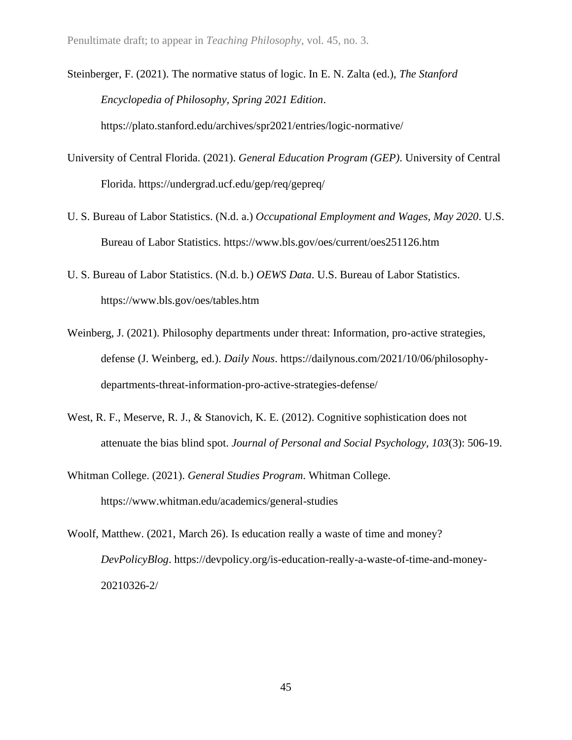Steinberger, F. (2021). The normative status of logic. In E. N. Zalta (ed.), *The Stanford Encyclopedia of Philosophy, Spring 2021 Edition*. https://plato.stanford.edu/archives/spr2021/entries/logic-normative/

University of Central Florida. (2021). *General Education Program (GEP)*. University of Central Florida. https://undergrad.ucf.edu/gep/req/gepreq/

U. S. Bureau of Labor Statistics. (N.d. a.) *Occupational Employment and Wages, May 2020*. U.S. Bureau of Labor Statistics. https://www.bls.gov/oes/current/oes251126.htm

U. S. Bureau of Labor Statistics. (N.d. b.) *OEWS Data*. U.S. Bureau of Labor Statistics. https://www.bls.gov/oes/tables.htm

Weinberg, J. (2021). Philosophy departments under threat: Information, pro-active strategies, defense (J. Weinberg, ed.). *Daily Nous*. https://dailynous.com/2021/10/06/philosophy-departments-threat-information-pro-active-strategies-defense/

West, R. F., Meserve, R. J., & Stanovich, K. E. (2012). Cognitive sophistication does not attenuate the bias blind spot. *Journal of Personal and Social Psychology*, *103*(3): 506-19.

Whitman College. (2021). *General Studies Program*. Whitman College. https://www.whitman.edu/academics/general-studies

Woolf, Matthew. (2021, March 26). Is education really a waste of time and money? *DevPolicyBlog*. https://devpolicy.org/is-education-really-a-waste-of-time-and-money-20210326-2/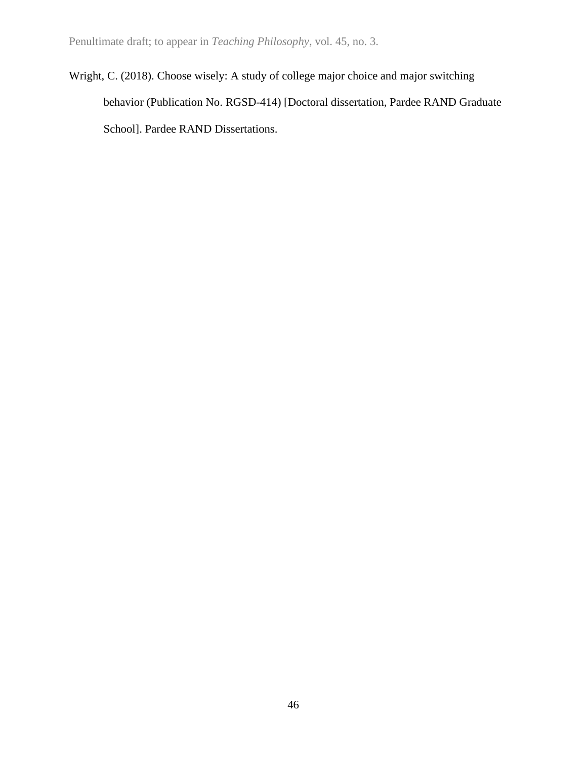Wright, C. (2018). Choose wisely: A study of college major choice and major switching behavior (Publication No. RGSD-414) [Doctoral dissertation, Pardee RAND Graduate School]. Pardee RAND Dissertations.